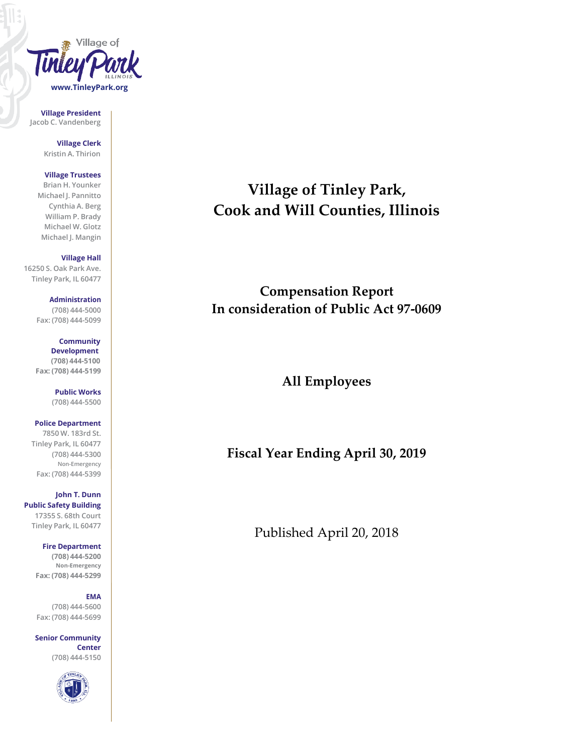Village of Tinley Park ILLINOIS
www.TinleyPark.org

**Village President**
Jacob C. Vandenberg

**Village Clerk**
Kristin A. Thirion

**Village Trustees**
Brian H. Younker
Michael J. Pannitto
Cynthia A. Berg
William P. Brady
Michael W. Glotz
Michael J. Mangin

**Village Hall**
16250 S. Oak Park Ave.
Tinley Park, IL 60477

**Administration**
(708) 444-5000
Fax: (708) 444-5099

**Community Development**
(708) 444-5100
Fax: (708) 444-5199

**Public Works**
(708) 444-5500

**Police Department**
7850 W. 183rd St.
Tinley Park, IL 60477
(708) 444-5300
Non-Emergency
Fax: (708) 444-5399

**John T. Dunn Public Safety Building**
17355 S. 68th Court
Tinley Park, IL 60477

**Fire Department**
(708) 444-5200
Non-Emergency
Fax: (708) 444-5299

**EMA**
(708) 444-5600
Fax: (708) 444-5699

**Senior Community Center**
(708) 444-5150

# Village of Tinley Park, Cook and Will Counties, Illinois

## Compensation Report
## In consideration of Public Act 97-0609

## All Employees

## Fiscal Year Ending April 30, 2019

Published April 20, 2018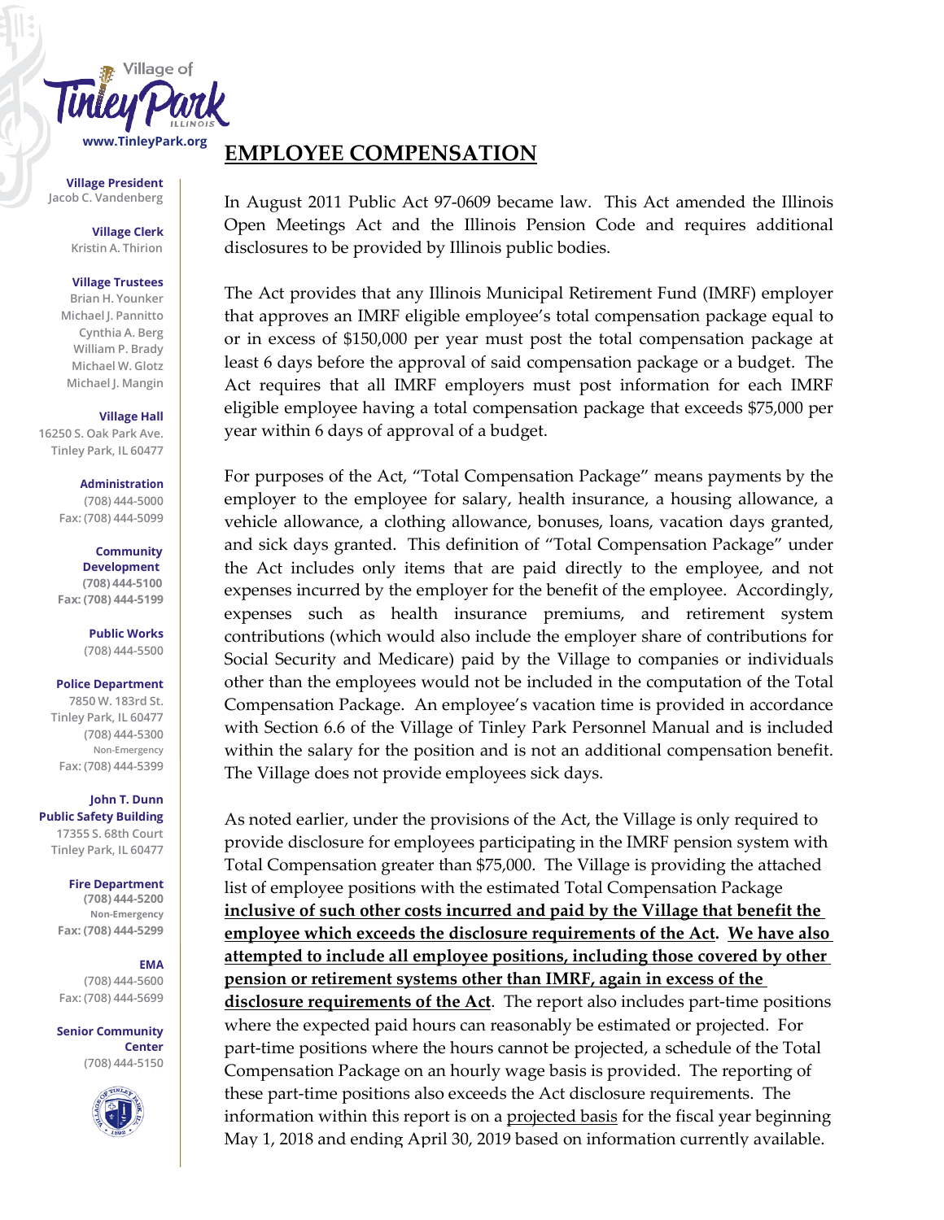Village of Tinley Park ILLINOIS

www.TinleyPark.org

**Village President**
Jacob C. Vandenberg

**Village Clerk**
Kristin A. Thirion

**Village Trustees**
Brian H. Younker
Michael J. Pannitto
Cynthia A. Berg
William P. Brady
Michael W. Glotz
Michael J. Mangin

**Village Hall**
16250 S. Oak Park Ave.
Tinley Park, IL 60477

**Administration**
(708) 444-5000
Fax: (708) 444-5099

**Community Development**
(708) 444-5100
Fax: (708) 444-5199

**Public Works**
(708) 444-5500

**Police Department**
7850 W. 183rd St.
Tinley Park, IL 60477
(708) 444-5300
Non-Emergency
Fax: (708) 444-5399

**John T. Dunn Public Safety Building**
17355 S. 68th Court
Tinley Park, IL 60477

**Fire Department**
(708) 444-5200
Non-Emergency
Fax: (708) 444-5299

**EMA**
(708) 444-5600
Fax: (708) 444-5699

**Senior Community Center**
(708) 444-5150

# EMPLOYEE COMPENSATION

In August 2011 Public Act 97-0609 became law. This Act amended the Illinois Open Meetings Act and the Illinois Pension Code and requires additional disclosures to be provided by Illinois public bodies.

The Act provides that any Illinois Municipal Retirement Fund (IMRF) employer that approves an IMRF eligible employee's total compensation package equal to or in excess of $150,000 per year must post the total compensation package at least 6 days before the approval of said compensation package or a budget. The Act requires that all IMRF employers must post information for each IMRF eligible employee having a total compensation package that exceeds $75,000 per year within 6 days of approval of a budget.

For purposes of the Act, "Total Compensation Package" means payments by the employer to the employee for salary, health insurance, a housing allowance, a vehicle allowance, a clothing allowance, bonuses, loans, vacation days granted, and sick days granted. This definition of "Total Compensation Package" under the Act includes only items that are paid directly to the employee, and not expenses incurred by the employer for the benefit of the employee. Accordingly, expenses such as health insurance premiums, and retirement system contributions (which would also include the employer share of contributions for Social Security and Medicare) paid by the Village to companies or individuals other than the employees would not be included in the computation of the Total Compensation Package. An employee's vacation time is provided in accordance with Section 6.6 of the Village of Tinley Park Personnel Manual and is included within the salary for the position and is not an additional compensation benefit. The Village does not provide employees sick days.

As noted earlier, under the provisions of the Act, the Village is only required to provide disclosure for employees participating in the IMRF pension system with Total Compensation greater than $75,000. The Village is providing the attached list of employee positions with the estimated Total Compensation Package **inclusive of such other costs incurred and paid by the Village that benefit the employee which exceeds the disclosure requirements of the Act. We have also attempted to include all employee positions, including those covered by other pension or retirement systems other than IMRF, again in excess of the disclosure requirements of the Act**. The report also includes part-time positions where the expected paid hours can reasonably be estimated or projected. For part-time positions where the hours cannot be projected, a schedule of the Total Compensation Package on an hourly wage basis is provided. The reporting of these part-time positions also exceeds the Act disclosure requirements. The information within this report is on a projected basis for the fiscal year beginning May 1, 2018 and ending April 30, 2019 based on information currently available.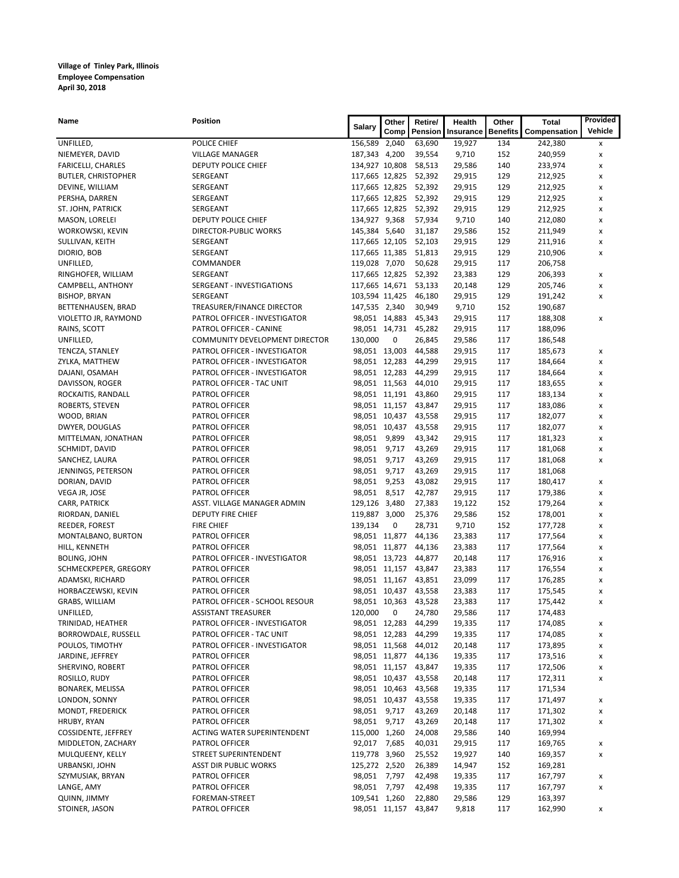**Village of Tinley Park, Illinois**
**Employee Compensation**
**April 30, 2018**

| Name | Position | Salary | Other Comp | Retire/ Pension | Health Insurance | Other Benefits | Total Compensation | Provided Vehicle |
|---|---|---|---|---|---|---|---|---|
| UNFILLED, | POLICE CHIEF | 156,589 | 2,040 | 63,690 | 19,927 | 134 | 242,380 | x |
| NIEMEYER, DAVID | VILLAGE MANAGER | 187,343 | 4,200 | 39,554 | 9,710 | 152 | 240,959 | x |
| FARICELLI, CHARLES | DEPUTY POLICE CHIEF | 134,927 | 10,808 | 58,513 | 29,586 | 140 | 233,974 | x |
| BUTLER, CHRISTOPHER | SERGEANT | 117,665 | 12,825 | 52,392 | 29,915 | 129 | 212,925 | x |
| DEVINE, WILLIAM | SERGEANT | 117,665 | 12,825 | 52,392 | 29,915 | 129 | 212,925 | x |
| PERSHA, DARREN | SERGEANT | 117,665 | 12,825 | 52,392 | 29,915 | 129 | 212,925 | x |
| ST. JOHN, PATRICK | SERGEANT | 117,665 | 12,825 | 52,392 | 29,915 | 129 | 212,925 | x |
| MASON, LORELEI | DEPUTY POLICE CHIEF | 134,927 | 9,368 | 57,934 | 9,710 | 140 | 212,080 | x |
| WORKOWSKI, KEVIN | DIRECTOR-PUBLIC WORKS | 145,384 | 5,640 | 31,187 | 29,586 | 152 | 211,949 | x |
| SULLIVAN, KEITH | SERGEANT | 117,665 | 12,105 | 52,103 | 29,915 | 129 | 211,916 | x |
| DIORIO, BOB | SERGEANT | 117,665 | 11,385 | 51,813 | 29,915 | 129 | 210,906 | x |
| UNFILLED, | COMMANDER | 119,028 | 7,070 | 50,628 | 29,915 | 117 | 206,758 | |
| RINGHOFER, WILLIAM | SERGEANT | 117,665 | 12,825 | 52,392 | 23,383 | 129 | 206,393 | x |
| CAMPBELL, ANTHONY | SERGEANT - INVESTIGATIONS | 117,665 | 14,671 | 53,133 | 20,148 | 129 | 205,746 | x |
| BISHOP, BRYAN | SERGEANT | 103,594 | 11,425 | 46,180 | 29,915 | 129 | 191,242 | x |
| BETTENHAUSEN, BRAD | TREASURER/FINANCE DIRECTOR | 147,535 | 2,340 | 30,949 | 9,710 | 152 | 190,687 | |
| VIOLETTO JR, RAYMOND | PATROL OFFICER - INVESTIGATOR | 98,051 | 14,883 | 45,343 | 29,915 | 117 | 188,308 | x |
| RAINS, SCOTT | PATROL OFFICER - CANINE | 98,051 | 14,731 | 45,282 | 29,915 | 117 | 188,096 | |
| UNFILLED, | COMMUNITY DEVELOPMENT DIRECTOR | 130,000 | 0 | 26,845 | 29,586 | 117 | 186,548 | |
| TENCZA, STANLEY | PATROL OFFICER - INVESTIGATOR | 98,051 | 13,003 | 44,588 | 29,915 | 117 | 185,673 | x |
| ZYLKA, MATTHEW | PATROL OFFICER - INVESTIGATOR | 98,051 | 12,283 | 44,299 | 29,915 | 117 | 184,664 | x |
| DAJANI, OSAMAH | PATROL OFFICER - INVESTIGATOR | 98,051 | 12,283 | 44,299 | 29,915 | 117 | 184,664 | x |
| DAVISSON, ROGER | PATROL OFFICER - TAC UNIT | 98,051 | 11,563 | 44,010 | 29,915 | 117 | 183,655 | x |
| ROCKAITIS, RANDALL | PATROL OFFICER | 98,051 | 11,191 | 43,860 | 29,915 | 117 | 183,134 | x |
| ROBERTS, STEVEN | PATROL OFFICER | 98,051 | 11,157 | 43,847 | 29,915 | 117 | 183,086 | x |
| WOOD, BRIAN | PATROL OFFICER | 98,051 | 10,437 | 43,558 | 29,915 | 117 | 182,077 | x |
| DWYER, DOUGLAS | PATROL OFFICER | 98,051 | 10,437 | 43,558 | 29,915 | 117 | 182,077 | x |
| MITTELMAN, JONATHAN | PATROL OFFICER | 98,051 | 9,899 | 43,342 | 29,915 | 117 | 181,323 | x |
| SCHMIDT, DAVID | PATROL OFFICER | 98,051 | 9,717 | 43,269 | 29,915 | 117 | 181,068 | x |
| SANCHEZ, LAURA | PATROL OFFICER | 98,051 | 9,717 | 43,269 | 29,915 | 117 | 181,068 | x |
| JENNINGS, PETERSON | PATROL OFFICER | 98,051 | 9,717 | 43,269 | 29,915 | 117 | 181,068 | |
| DORIAN, DAVID | PATROL OFFICER | 98,051 | 9,253 | 43,082 | 29,915 | 117 | 180,417 | x |
| VEGA JR, JOSE | PATROL OFFICER | 98,051 | 8,517 | 42,787 | 29,915 | 117 | 179,386 | x |
| CARR, PATRICK | ASST. VILLAGE MANAGER ADMIN | 129,126 | 3,480 | 27,383 | 19,122 | 152 | 179,264 | x |
| RIORDAN, DANIEL | DEPUTY FIRE CHIEF | 119,887 | 3,000 | 25,376 | 29,586 | 152 | 178,001 | x |
| REEDER, FOREST | FIRE CHIEF | 139,134 | 0 | 28,731 | 9,710 | 152 | 177,728 | x |
| MONTALBANO, BURTON | PATROL OFFICER | 98,051 | 11,877 | 44,136 | 23,383 | 117 | 177,564 | x |
| HILL, KENNETH | PATROL OFFICER | 98,051 | 11,877 | 44,136 | 23,383 | 117 | 177,564 | x |
| BOLING, JOHN | PATROL OFFICER - INVESTIGATOR | 98,051 | 13,723 | 44,877 | 20,148 | 117 | 176,916 | x |
| SCHMECKPEPER, GREGORY | PATROL OFFICER | 98,051 | 11,157 | 43,847 | 23,383 | 117 | 176,554 | x |
| ADAMSKI, RICHARD | PATROL OFFICER | 98,051 | 11,167 | 43,851 | 23,099 | 117 | 176,285 | x |
| HORBACZEWSKI, KEVIN | PATROL OFFICER | 98,051 | 10,437 | 43,558 | 23,383 | 117 | 175,545 | x |
| GRABS, WILLIAM | PATROL OFFICER - SCHOOL RESOUR | 98,051 | 10,363 | 43,528 | 23,383 | 117 | 175,442 | x |
| UNFILLED, | ASSISTANT TREASURER | 120,000 | 0 | 24,780 | 29,586 | 117 | 174,483 | |
| TRINIDAD, HEATHER | PATROL OFFICER - INVESTIGATOR | 98,051 | 12,283 | 44,299 | 19,335 | 117 | 174,085 | x |
| BORROWDALE, RUSSELL | PATROL OFFICER - TAC UNIT | 98,051 | 12,283 | 44,299 | 19,335 | 117 | 174,085 | x |
| POULOS, TIMOTHY | PATROL OFFICER - INVESTIGATOR | 98,051 | 11,568 | 44,012 | 20,148 | 117 | 173,895 | x |
| JARDINE, JEFFREY | PATROL OFFICER | 98,051 | 11,877 | 44,136 | 19,335 | 117 | 173,516 | x |
| SHERVINO, ROBERT | PATROL OFFICER | 98,051 | 11,157 | 43,847 | 19,335 | 117 | 172,506 | x |
| ROSILLO, RUDY | PATROL OFFICER | 98,051 | 10,437 | 43,558 | 20,148 | 117 | 172,311 | x |
| BONAREK, MELISSA | PATROL OFFICER | 98,051 | 10,463 | 43,568 | 19,335 | 117 | 171,534 | |
| LONDON, SONNY | PATROL OFFICER | 98,051 | 10,437 | 43,558 | 19,335 | 117 | 171,497 | x |
| MONDT, FREDERICK | PATROL OFFICER | 98,051 | 9,717 | 43,269 | 20,148 | 117 | 171,302 | x |
| HRUBY, RYAN | PATROL OFFICER | 98,051 | 9,717 | 43,269 | 20,148 | 117 | 171,302 | x |
| COSSIDENTE, JEFFREY | ACTING WATER SUPERINTENDENT | 115,000 | 1,260 | 24,008 | 29,586 | 140 | 169,994 | |
| MIDDLETON, ZACHARY | PATROL OFFICER | 92,017 | 7,685 | 40,031 | 29,915 | 117 | 169,765 | x |
| MULQUEENY, KELLY | STREET SUPERINTENDENT | 119,778 | 3,960 | 25,552 | 19,927 | 140 | 169,357 | x |
| URBANSKI, JOHN | ASST DIR PUBLIC WORKS | 125,272 | 2,520 | 26,389 | 14,947 | 152 | 169,281 | |
| SZYMUSIAK, BRYAN | PATROL OFFICER | 98,051 | 7,797 | 42,498 | 19,335 | 117 | 167,797 | x |
| LANGE, AMY | PATROL OFFICER | 98,051 | 7,797 | 42,498 | 19,335 | 117 | 167,797 | x |
| QUINN, JIMMY | FOREMAN-STREET | 109,541 | 1,260 | 22,880 | 29,586 | 129 | 163,397 | |
| STOINER, JASON | PATROL OFFICER | 98,051 | 11,157 | 43,847 | 9,818 | 117 | 162,990 | x |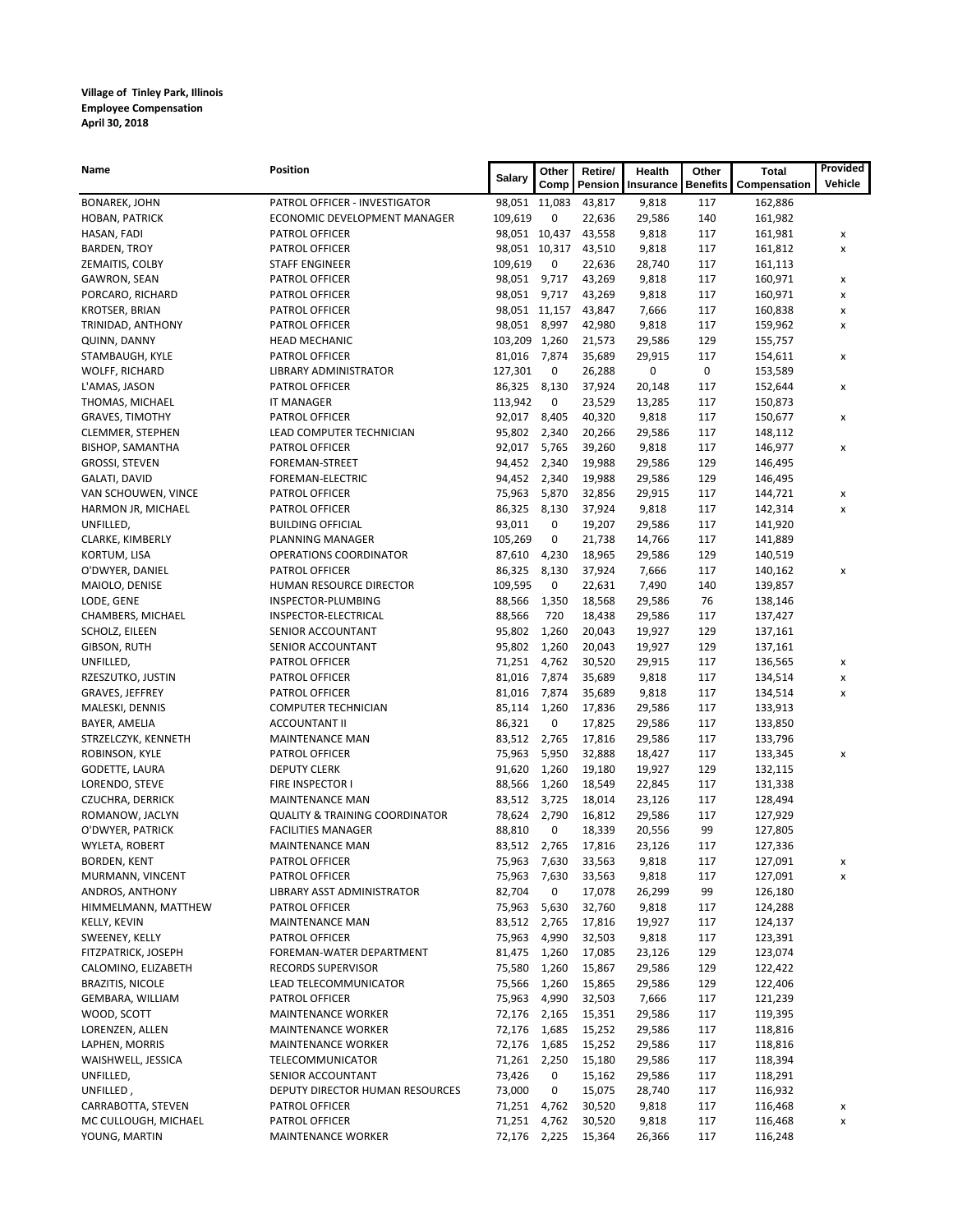**Village of Tinley Park, Illinois**
**Employee Compensation**
**April 30, 2018**

| Name | Position | Salary | Other Comp | Retire/ Pension | Health Insurance | Other Benefits | Total Compensation | Provided Vehicle |
|---|---|---|---|---|---|---|---|---|
| BONAREK, JOHN | PATROL OFFICER - INVESTIGATOR | 98,051 | 11,083 | 43,817 | 9,818 | 117 | 162,886 | |
| HOBAN, PATRICK | ECONOMIC DEVELOPMENT MANAGER | 109,619 | 0 | 22,636 | 29,586 | 140 | 161,982 | |
| HASAN, FADI | PATROL OFFICER | 98,051 | 10,437 | 43,558 | 9,818 | 117 | 161,981 | x |
| BARDEN, TROY | PATROL OFFICER | 98,051 | 10,317 | 43,510 | 9,818 | 117 | 161,812 | x |
| ZEMAITIS, COLBY | STAFF ENGINEER | 109,619 | 0 | 22,636 | 28,740 | 117 | 161,113 | |
| GAWRON, SEAN | PATROL OFFICER | 98,051 | 9,717 | 43,269 | 9,818 | 117 | 160,971 | x |
| PORCARO, RICHARD | PATROL OFFICER | 98,051 | 9,717 | 43,269 | 9,818 | 117 | 160,971 | x |
| KROTSER, BRIAN | PATROL OFFICER | 98,051 | 11,157 | 43,847 | 7,666 | 117 | 160,838 | x |
| TRINIDAD, ANTHONY | PATROL OFFICER | 98,051 | 8,997 | 42,980 | 9,818 | 117 | 159,962 | x |
| QUINN, DANNY | HEAD MECHANIC | 103,209 | 1,260 | 21,573 | 29,586 | 129 | 155,757 | |
| STAMBAUGH, KYLE | PATROL OFFICER | 81,016 | 7,874 | 35,689 | 29,915 | 117 | 154,611 | x |
| WOLFF, RICHARD | LIBRARY ADMINISTRATOR | 127,301 | 0 | 26,288 | 0 | 0 | 153,589 | |
| L'AMAS, JASON | PATROL OFFICER | 86,325 | 8,130 | 37,924 | 20,148 | 117 | 152,644 | x |
| THOMAS, MICHAEL | IT MANAGER | 113,942 | 0 | 23,529 | 13,285 | 117 | 150,873 | |
| GRAVES, TIMOTHY | PATROL OFFICER | 92,017 | 8,405 | 40,320 | 9,818 | 117 | 150,677 | x |
| CLEMMER, STEPHEN | LEAD COMPUTER TECHNICIAN | 95,802 | 2,340 | 20,266 | 29,586 | 117 | 148,112 | |
| BISHOP, SAMANTHA | PATROL OFFICER | 92,017 | 5,765 | 39,260 | 9,818 | 117 | 146,977 | x |
| GROSSI, STEVEN | FOREMAN-STREET | 94,452 | 2,340 | 19,988 | 29,586 | 129 | 146,495 | |
| GALATI, DAVID | FOREMAN-ELECTRIC | 94,452 | 2,340 | 19,988 | 29,586 | 129 | 146,495 | |
| VAN SCHOUWEN, VINCE | PATROL OFFICER | 75,963 | 5,870 | 32,856 | 29,915 | 117 | 144,721 | x |
| HARMON JR, MICHAEL | PATROL OFFICER | 86,325 | 8,130 | 37,924 | 9,818 | 117 | 142,314 | x |
| UNFILLED, | BUILDING OFFICIAL | 93,011 | 0 | 19,207 | 29,586 | 117 | 141,920 | |
| CLARKE, KIMBERLY | PLANNING MANAGER | 105,269 | 0 | 21,738 | 14,766 | 117 | 141,889 | |
| KORTUM, LISA | OPERATIONS COORDINATOR | 87,610 | 4,230 | 18,965 | 29,586 | 129 | 140,519 | |
| O'DWYER, DANIEL | PATROL OFFICER | 86,325 | 8,130 | 37,924 | 7,666 | 117 | 140,162 | x |
| MAIOLO, DENISE | HUMAN RESOURCE DIRECTOR | 109,595 | 0 | 22,631 | 7,490 | 140 | 139,857 | |
| LODE, GENE | INSPECTOR-PLUMBING | 88,566 | 1,350 | 18,568 | 29,586 | 76 | 138,146 | |
| CHAMBERS, MICHAEL | INSPECTOR-ELECTRICAL | 88,566 | 720 | 18,438 | 29,586 | 117 | 137,427 | |
| SCHOLZ, EILEEN | SENIOR ACCOUNTANT | 95,802 | 1,260 | 20,043 | 19,927 | 129 | 137,161 | |
| GIBSON, RUTH | SENIOR ACCOUNTANT | 95,802 | 1,260 | 20,043 | 19,927 | 129 | 137,161 | |
| UNFILLED, | PATROL OFFICER | 71,251 | 4,762 | 30,520 | 29,915 | 117 | 136,565 | x |
| RZESZUTKO, JUSTIN | PATROL OFFICER | 81,016 | 7,874 | 35,689 | 9,818 | 117 | 134,514 | x |
| GRAVES, JEFFREY | PATROL OFFICER | 81,016 | 7,874 | 35,689 | 9,818 | 117 | 134,514 | x |
| MALESKI, DENNIS | COMPUTER TECHNICIAN | 85,114 | 1,260 | 17,836 | 29,586 | 117 | 133,913 | |
| BAYER, AMELIA | ACCOUNTANT II | 86,321 | 0 | 17,825 | 29,586 | 117 | 133,850 | |
| STRZELCZYK, KENNETH | MAINTENANCE MAN | 83,512 | 2,765 | 17,816 | 29,586 | 117 | 133,796 | |
| ROBINSON, KYLE | PATROL OFFICER | 75,963 | 5,950 | 32,888 | 18,427 | 117 | 133,345 | x |
| GODETTE, LAURA | DEPUTY CLERK | 91,620 | 1,260 | 19,180 | 19,927 | 129 | 132,115 | |
| LORENDO, STEVE | FIRE INSPECTOR I | 88,566 | 1,260 | 18,549 | 22,845 | 117 | 131,338 | |
| CZUCHRA, DERRICK | MAINTENANCE MAN | 83,512 | 3,725 | 18,014 | 23,126 | 117 | 128,494 | |
| ROMANOW, JACLYN | QUALITY & TRAINING COORDINATOR | 78,624 | 2,790 | 16,812 | 29,586 | 117 | 127,929 | |
| O'DWYER, PATRICK | FACILITIES MANAGER | 88,810 | 0 | 18,339 | 20,556 | 99 | 127,805 | |
| WYLETA, ROBERT | MAINTENANCE MAN | 83,512 | 2,765 | 17,816 | 23,126 | 117 | 127,336 | |
| BORDEN, KENT | PATROL OFFICER | 75,963 | 7,630 | 33,563 | 9,818 | 117 | 127,091 | x |
| MURMANN, VINCENT | PATROL OFFICER | 75,963 | 7,630 | 33,563 | 9,818 | 117 | 127,091 | x |
| ANDROS, ANTHONY | LIBRARY ASST ADMINISTRATOR | 82,704 | 0 | 17,078 | 26,299 | 99 | 126,180 | |
| HIMMELMANN, MATTHEW | PATROL OFFICER | 75,963 | 5,630 | 32,760 | 9,818 | 117 | 124,288 | |
| KELLY, KEVIN | MAINTENANCE MAN | 83,512 | 2,765 | 17,816 | 19,927 | 117 | 124,137 | |
| SWEENEY, KELLY | PATROL OFFICER | 75,963 | 4,990 | 32,503 | 9,818 | 117 | 123,391 | |
| FITZPATRICK, JOSEPH | FOREMAN-WATER DEPARTMENT | 81,475 | 1,260 | 17,085 | 23,126 | 129 | 123,074 | |
| CALOMINO, ELIZABETH | RECORDS SUPERVISOR | 75,580 | 1,260 | 15,867 | 29,586 | 129 | 122,422 | |
| BRAZITIS, NICOLE | LEAD TELECOMMUNICATOR | 75,566 | 1,260 | 15,865 | 29,586 | 129 | 122,406 | |
| GEMBARA, WILLIAM | PATROL OFFICER | 75,963 | 4,990 | 32,503 | 7,666 | 117 | 121,239 | |
| WOOD, SCOTT | MAINTENANCE WORKER | 72,176 | 2,165 | 15,351 | 29,586 | 117 | 119,395 | |
| LORENZEN, ALLEN | MAINTENANCE WORKER | 72,176 | 1,685 | 15,252 | 29,586 | 117 | 118,816 | |
| LAPHEN, MORRIS | MAINTENANCE WORKER | 72,176 | 1,685 | 15,252 | 29,586 | 117 | 118,816 | |
| WAISHWELL, JESSICA | TELECOMMUNICATOR | 71,261 | 2,250 | 15,180 | 29,586 | 117 | 118,394 | |
| UNFILLED, | SENIOR ACCOUNTANT | 73,426 | 0 | 15,162 | 29,586 | 117 | 118,291 | |
| UNFILLED , | DEPUTY DIRECTOR HUMAN RESOURCES | 73,000 | 0 | 15,075 | 28,740 | 117 | 116,932 | |
| CARRABOTTA, STEVEN | PATROL OFFICER | 71,251 | 4,762 | 30,520 | 9,818 | 117 | 116,468 | x |
| MC CULLOUGH, MICHAEL | PATROL OFFICER | 71,251 | 4,762 | 30,520 | 9,818 | 117 | 116,468 | x |
| YOUNG, MARTIN | MAINTENANCE WORKER | 72,176 | 2,225 | 15,364 | 26,366 | 117 | 116,248 | |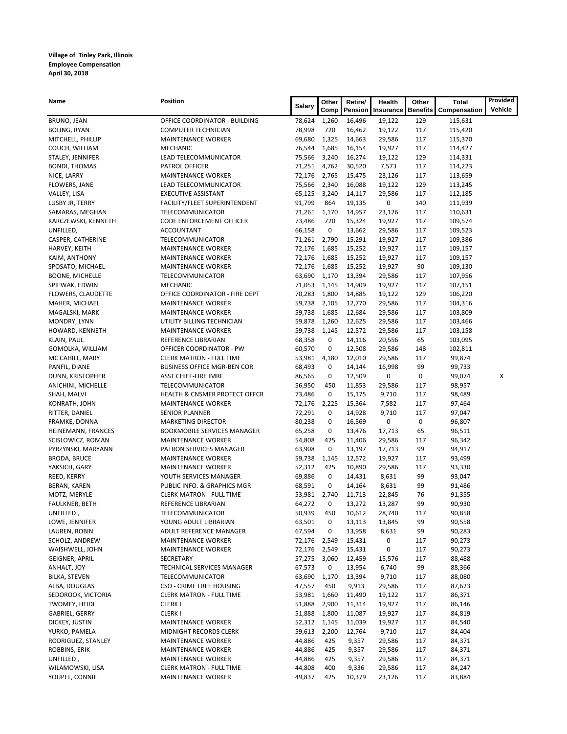**Village of Tinley Park, Illinois**
**Employee Compensation**
**April 30, 2018**

| Name | Position | Salary | Other Comp | Retire/ Pension | Health Insurance | Other Benefits | Total Compensation | Provided Vehicle |
|---|---|---|---|---|---|---|---|---|
| BRUNO, JEAN | OFFICE COORDINATOR - BUILDING | 78,624 | 1,260 | 16,496 | 19,122 | 129 | 115,631 | |
| BOLING, RYAN | COMPUTER TECHNICIAN | 78,998 | 720 | 16,462 | 19,122 | 117 | 115,420 | |
| MITCHELL, PHILLIP | MAINTENANCE WORKER | 69,680 | 1,325 | 14,663 | 29,586 | 117 | 115,370 | |
| COUCH, WILLIAM | MECHANIC | 76,544 | 1,685 | 16,154 | 19,927 | 117 | 114,427 | |
| STALEY, JENNIFER | LEAD TELECOMMUNICATOR | 75,566 | 3,240 | 16,274 | 19,122 | 129 | 114,331 | |
| BONDI, THOMAS | PATROL OFFICER | 71,251 | 4,762 | 30,520 | 7,573 | 117 | 114,223 | |
| NICE, LARRY | MAINTENANCE WORKER | 72,176 | 2,765 | 15,475 | 23,126 | 117 | 113,659 | |
| FLOWERS, JANE | LEAD TELECOMMUNICATOR | 75,566 | 2,340 | 16,088 | 19,122 | 129 | 113,245 | |
| VALLEY, LISA | EXECUTIVE ASSISTANT | 65,125 | 3,240 | 14,117 | 29,586 | 117 | 112,185 | |
| LUSBY JR, TERRY | FACILITY/FLEET SUPERINTENDENT | 91,799 | 864 | 19,135 | 0 | 140 | 111,939 | |
| SAMARAS, MEGHAN | TELECOMMUNICATOR | 71,261 | 1,170 | 14,957 | 23,126 | 117 | 110,631 | |
| KARCZEWSKI, KENNETH | CODE ENFORCEMENT OFFICER | 73,486 | 720 | 15,324 | 19,927 | 117 | 109,574 | |
| UNFILLED, | ACCOUNTANT | 66,158 | 0 | 13,662 | 29,586 | 117 | 109,523 | |
| CASPER, CATHERINE | TELECOMMUNICATOR | 71,261 | 2,790 | 15,291 | 19,927 | 117 | 109,386 | |
| HARVEY, KEITH | MAINTENANCE WORKER | 72,176 | 1,685 | 15,252 | 19,927 | 117 | 109,157 | |
| KAIM, ANTHONY | MAINTENANCE WORKER | 72,176 | 1,685 | 15,252 | 19,927 | 117 | 109,157 | |
| SPOSATO, MICHAEL | MAINTENANCE WORKER | 72,176 | 1,685 | 15,252 | 19,927 | 90 | 109,130 | |
| BOONE, MICHELLE | TELECOMMUNICATOR | 63,690 | 1,170 | 13,394 | 29,586 | 117 | 107,956 | |
| SPIEWAK, EDWIN | MECHANIC | 71,053 | 1,145 | 14,909 | 19,927 | 117 | 107,151 | |
| FLOWERS, CLAUDETTE | OFFICE COORDINATOR - FIRE DEPT | 70,283 | 1,800 | 14,885 | 19,122 | 129 | 106,220 | |
| MAHER, MICHAEL | MAINTENANCE WORKER | 59,738 | 2,105 | 12,770 | 29,586 | 117 | 104,316 | |
| MAGALSKI, MARK | MAINTENANCE WORKER | 59,738 | 1,685 | 12,684 | 29,586 | 117 | 103,809 | |
| MONDRY, LYNN | UTILITY BILLING TECHNICIAN | 59,878 | 1,260 | 12,625 | 29,586 | 117 | 103,466 | |
| HOWARD, KENNETH | MAINTENANCE WORKER | 59,738 | 1,145 | 12,572 | 29,586 | 117 | 103,158 | |
| KLAIN, PAUL | REFERENCE LIBRARIAN | 68,358 | 0 | 14,116 | 20,556 | 65 | 103,095 | |
| GOMOLKA, WILLIAM | OFFICER COORDINATOR - PW | 60,570 | 0 | 12,508 | 29,586 | 148 | 102,811 | |
| MC CAHILL, MARY | CLERK MATRON - FULL TIME | 53,981 | 4,180 | 12,010 | 29,586 | 117 | 99,874 | |
| PANFIL, DIANE | BUSINESS OFFICE MGR-BEN COR | 68,493 | 0 | 14,144 | 16,998 | 99 | 99,733 | |
| DUNN, KRISTOPHER | ASST CHIEF-FIRE IMRF | 86,565 | 0 | 12,509 | 0 | 0 | 99,074 | X |
| ANICHINI, MICHELLE | TELECOMMUNICATOR | 56,950 | 450 | 11,853 | 29,586 | 117 | 98,957 | |
| SHAH, MALVI | HEALTH & CNSMER PROTECT OFFCR | 73,486 | 0 | 15,175 | 9,710 | 117 | 98,489 | |
| KONRATH, JOHN | MAINTENANCE WORKER | 72,176 | 2,225 | 15,364 | 7,582 | 117 | 97,464 | |
| RITTER, DANIEL | SENIOR PLANNER | 72,291 | 0 | 14,928 | 9,710 | 117 | 97,047 | |
| FRAMKE, DONNA | MARKETING DIRECTOR | 80,238 | 0 | 16,569 | 0 | 0 | 96,807 | |
| HEINEMANN, FRANCES | BOOKMOBILE SERVICES MANAGER | 65,258 | 0 | 13,476 | 17,713 | 65 | 96,511 | |
| SCISLOWICZ, ROMAN | MAINTENANCE WORKER | 54,808 | 425 | 11,406 | 29,586 | 117 | 96,342 | |
| PYRZYNSKI, MARYANN | PATRON SERVICES MANAGER | 63,908 | 0 | 13,197 | 17,713 | 99 | 94,917 | |
| BRODA, BRUCE | MAINTENANCE WORKER | 59,738 | 1,145 | 12,572 | 19,927 | 117 | 93,499 | |
| YAKSICH, GARY | MAINTENANCE WORKER | 52,312 | 425 | 10,890 | 29,586 | 117 | 93,330 | |
| REED, KERRY | YOUTH SERVICES MANAGER | 69,886 | 0 | 14,431 | 8,631 | 99 | 93,047 | |
| BERAN, KAREN | PUBLIC INFO. & GRAPHICS MGR | 68,591 | 0 | 14,164 | 8,631 | 99 | 91,486 | |
| MOTZ, MERYLE | CLERK MATRON - FULL TIME | 53,981 | 2,740 | 11,713 | 22,845 | 76 | 91,355 | |
| FAULKNER, BETH | REFERENCE LIBRARIAN | 64,272 | 0 | 13,272 | 13,287 | 99 | 90,930 | |
| UNFILLED , | TELECOMMUNICATOR | 50,939 | 450 | 10,612 | 28,740 | 117 | 90,858 | |
| LOWE, JENNIFER | YOUNG ADULT LIBRARIAN | 63,501 | 0 | 13,113 | 13,845 | 99 | 90,558 | |
| LAUREN, ROBIN | ADULT REFERENCE MANAGER | 67,594 | 0 | 13,958 | 8,631 | 99 | 90,283 | |
| SCHOLZ, ANDREW | MAINTENANCE WORKER | 72,176 | 2,549 | 15,431 | 0 | 117 | 90,273 | |
| WAISHWELL, JOHN | MAINTENANCE WORKER | 72,176 | 2,549 | 15,431 | 0 | 117 | 90,273 | |
| GEIGNER, APRIL | SECRETARY | 57,275 | 3,060 | 12,459 | 15,576 | 117 | 88,488 | |
| ANHALT, JOY | TECHNICAL SERVICES MANAGER | 67,573 | 0 | 13,954 | 6,740 | 99 | 88,366 | |
| BILKA, STEVEN | TELECOMMUNICATOR | 63,690 | 1,170 | 13,394 | 9,710 | 117 | 88,080 | |
| ALBA, DOUGLAS | CSO - CRIME FREE HOUSING | 47,557 | 450 | 9,913 | 29,586 | 117 | 87,623 | |
| SEDOROOK, VICTORIA | CLERK MATRON - FULL TIME | 53,981 | 1,660 | 11,490 | 19,122 | 117 | 86,371 | |
| TWOMEY, HEIDI | CLERK I | 51,888 | 2,900 | 11,314 | 19,927 | 117 | 86,146 | |
| GABRIEL, GERRY | CLERK I | 51,888 | 1,800 | 11,087 | 19,927 | 117 | 84,819 | |
| DICKEY, JUSTIN | MAINTENANCE WORKER | 52,312 | 1,145 | 11,039 | 19,927 | 117 | 84,540 | |
| YURKO, PAMELA | MIDNIGHT RECORDS CLERK | 59,613 | 2,200 | 12,764 | 9,710 | 117 | 84,404 | |
| RODRIGUEZ, STANLEY | MAINTENANCE WORKER | 44,886 | 425 | 9,357 | 29,586 | 117 | 84,371 | |
| ROBBINS, ERIK | MAINTENANCE WORKER | 44,886 | 425 | 9,357 | 29,586 | 117 | 84,371 | |
| UNFILLED , | MAINTENANCE WORKER | 44,886 | 425 | 9,357 | 29,586 | 117 | 84,371 | |
| WILAMOWSKI, LISA | CLERK MATRON - FULL TIME | 44,808 | 400 | 9,336 | 29,586 | 117 | 84,247 | |
| YOUPEL, CONNIE | MAINTENANCE WORKER | 49,837 | 425 | 10,379 | 23,126 | 117 | 83,884 | |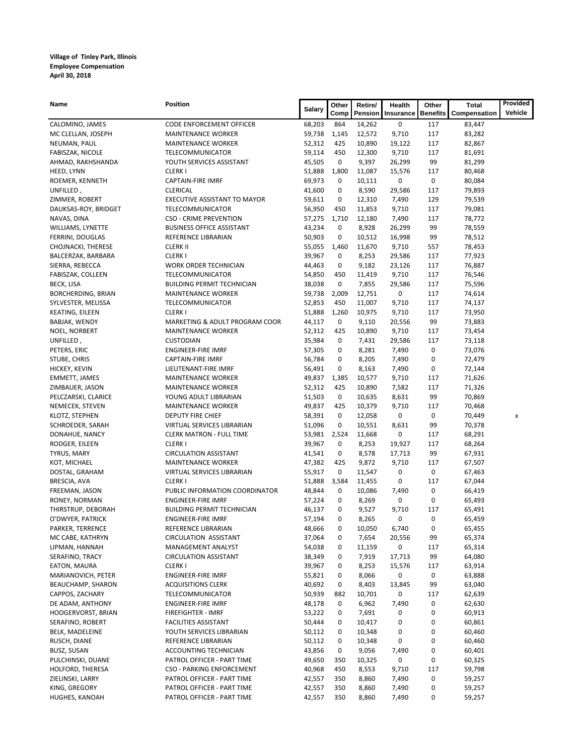**Village of Tinley Park, Illinois**
**Employee Compensation**
**April 30, 2018**

| Name | Position | Salary | Other Comp | Retire/ Pension | Health Insurance | Other Benefits | Total Compensation | Provided Vehicle |
|---|---|---|---|---|---|---|---|---|
| CALOMINO, JAMES | CODE ENFORCEMENT OFFICER | 68,203 | 864 | 14,262 | 0 | 117 | 83,447 | |
| MC CLELLAN, JOSEPH | MAINTENANCE WORKER | 59,738 | 1,145 | 12,572 | 9,710 | 117 | 83,282 | |
| NEUMAN, PAUL | MAINTENANCE WORKER | 52,312 | 425 | 10,890 | 19,122 | 117 | 82,867 | |
| FABISZAK, NICOLE | TELECOMMUNICATOR | 59,114 | 450 | 12,300 | 9,710 | 117 | 81,691 | |
| AHMAD, RAKHSHANDA | YOUTH SERVICES ASSISTANT | 45,505 | 0 | 9,397 | 26,299 | 99 | 81,299 | |
| HEED, LYNN | CLERK I | 51,888 | 1,800 | 11,087 | 15,576 | 117 | 80,468 | |
| ROEMER, KENNETH | CAPTAIN-FIRE IMRF | 69,973 | 0 | 10,111 | 0 | 0 | 80,084 | |
| UNFILLED , | CLERICAL | 41,600 | 0 | 8,590 | 29,586 | 117 | 79,893 | |
| ZIMMER, ROBERT | EXECUTIVE ASSISTANT TO MAYOR | 59,611 | 0 | 12,310 | 7,490 | 129 | 79,539 | |
| DAUKSAS-ROY, BRIDGET | TELECOMMUNICATOR | 56,950 | 450 | 11,853 | 9,710 | 117 | 79,081 | |
| NAVAS, DINA | CSO - CRIME PREVENTION | 57,275 | 1,710 | 12,180 | 7,490 | 117 | 78,772 | |
| WILLIAMS, LYNETTE | BUSINESS OFFICE ASSISTANT | 43,234 | 0 | 8,928 | 26,299 | 99 | 78,559 | |
| FERRINI, DOUGLAS | REFERENCE LIBRARIAN | 50,903 | 0 | 10,512 | 16,998 | 99 | 78,512 | |
| CHOJNACKI, THERESE | CLERK II | 55,055 | 1,460 | 11,670 | 9,710 | 557 | 78,453 | |
| BALCERZAK, BARBARA | CLERK I | 39,967 | 0 | 8,253 | 29,586 | 117 | 77,923 | |
| SIERRA, REBECCA | WORK ORDER TECHNICIAN | 44,463 | 0 | 9,182 | 23,126 | 117 | 76,887 | |
| FABISZAK, COLLEEN | TELECOMMUNICATOR | 54,850 | 450 | 11,419 | 9,710 | 117 | 76,546 | |
| BECK, LISA | BUILDING PERMIT TECHNICIAN | 38,038 | 0 | 7,855 | 29,586 | 117 | 75,596 | |
| BORCHERDING, BRIAN | MAINTENANCE WORKER | 59,738 | 2,009 | 12,751 | 0 | 117 | 74,614 | |
| SYLVESTER, MELISSA | TELECOMMUNICATOR | 52,853 | 450 | 11,007 | 9,710 | 117 | 74,137 | |
| KEATING, EILEEN | CLERK I | 51,888 | 1,260 | 10,975 | 9,710 | 117 | 73,950 | |
| BABJAK, WENDY | MARKETING & ADULT PROGRAM COOR | 44,117 | 0 | 9,110 | 20,556 | 99 | 73,883 | |
| NOEL, NORBERT | MAINTENANCE WORKER | 52,312 | 425 | 10,890 | 9,710 | 117 | 73,454 | |
| UNFILLED , | CUSTODIAN | 35,984 | 0 | 7,431 | 29,586 | 117 | 73,118 | |
| PETERS, ERIC | ENGINEER-FIRE IMRF | 57,305 | 0 | 8,281 | 7,490 | 0 | 73,076 | |
| STUBE, CHRIS | CAPTAIN-FIRE IMRF | 56,784 | 0 | 8,205 | 7,490 | 0 | 72,479 | |
| HICKEY, KEVIN | LIEUTENANT-FIRE IMRF | 56,491 | 0 | 8,163 | 7,490 | 0 | 72,144 | |
| EMMETT, JAMES | MAINTENANCE WORKER | 49,837 | 1,385 | 10,577 | 9,710 | 117 | 71,626 | |
| ZIMBAUER, JASON | MAINTENANCE WORKER | 52,312 | 425 | 10,890 | 7,582 | 117 | 71,326 | |
| PELCZARSKI, CLARICE | YOUNG ADULT LIBRARIAN | 51,503 | 0 | 10,635 | 8,631 | 99 | 70,869 | |
| NEMECEK, STEVEN | MAINTENANCE WORKER | 49,837 | 425 | 10,379 | 9,710 | 117 | 70,468 | |
| KLOTZ, STEPHEN | DEPUTY FIRE CHIEF | 58,391 | 0 | 12,058 | 0 | 0 | 70,449 | x |
| SCHROEDER, SARAH | VIRTUAL SERVICES LIBRARIAN | 51,096 | 0 | 10,551 | 8,631 | 99 | 70,378 | |
| DONAHUE, NANCY | CLERK MATRON - FULL TIME | 53,981 | 2,524 | 11,668 | 0 | 117 | 68,291 | |
| RODGER, EILEEN | CLERK I | 39,967 | 0 | 8,253 | 19,927 | 117 | 68,264 | |
| TYRUS, MARY | CIRCULATION ASSISTANT | 41,541 | 0 | 8,578 | 17,713 | 99 | 67,931 | |
| KOT, MICHAEL | MAINTENANCE WORKER | 47,382 | 425 | 9,872 | 9,710 | 117 | 67,507 | |
| DOSTAL, GRAHAM | VIRTUAL SERVICES LIBRARIAN | 55,917 | 0 | 11,547 | 0 | 0 | 67,463 | |
| BRESCIA, AVA | CLERK I | 51,888 | 3,584 | 11,455 | 0 | 117 | 67,044 | |
| FREEMAN, JASON | PUBLIC INFORMATION COORDINATOR | 48,844 | 0 | 10,086 | 7,490 | 0 | 66,419 | |
| RONEY, NORMAN | ENGINEER-FIRE IMRF | 57,224 | 0 | 8,269 | 0 | 0 | 65,493 | |
| THIRSTRUP, DEBORAH | BUILDING PERMIT TECHNICIAN | 46,137 | 0 | 9,527 | 9,710 | 117 | 65,491 | |
| O'DWYER, PATRICK | ENGINEER-FIRE IMRF | 57,194 | 0 | 8,265 | 0 | 0 | 65,459 | |
| PARKER, TERRENCE | REFERENCE LIBRARIAN | 48,666 | 0 | 10,050 | 6,740 | 0 | 65,455 | |
| MC CABE, KATHRYN | CIRCULATION ASSISTANT | 37,064 | 0 | 7,654 | 20,556 | 99 | 65,374 | |
| LIPMAN, HANNAH | MANAGEMENT ANALYST | 54,038 | 0 | 11,159 | 0 | 117 | 65,314 | |
| SERAFINO, TRACY | CIRCULATION ASSISTANT | 38,349 | 0 | 7,919 | 17,713 | 99 | 64,080 | |
| EATON, MAURA | CLERK I | 39,967 | 0 | 8,253 | 15,576 | 117 | 63,914 | |
| MARIANOVICH, PETER | ENGINEER-FIRE IMRF | 55,821 | 0 | 8,066 | 0 | 0 | 63,888 | |
| BEAUCHAMP, SHARON | ACQUISITIONS CLERK | 40,692 | 0 | 8,403 | 13,845 | 99 | 63,040 | |
| CAPPOS, ZACHARY | TELECOMMUNICATOR | 50,939 | 882 | 10,701 | 0 | 117 | 62,639 | |
| DE ADAM, ANTHONY | ENGINEER-FIRE IMRF | 48,178 | 0 | 6,962 | 7,490 | 0 | 62,630 | |
| HOOGERVORST, BRIAN | FIREFIGHTER - IMRF | 53,222 | 0 | 7,691 | 0 | 0 | 60,913 | |
| SERAFINO, ROBERT | FACILITIES ASSISTANT | 50,444 | 0 | 10,417 | 0 | 0 | 60,861 | |
| BELK, MADELEINE | YOUTH SERVICES LIBRARIAN | 50,112 | 0 | 10,348 | 0 | 0 | 60,460 | |
| RUSCH, DIANE | REFERENCE LIBRARIAN | 50,112 | 0 | 10,348 | 0 | 0 | 60,460 | |
| BUSZ, SUSAN | ACCOUNTING TECHNICIAN | 43,856 | 0 | 9,056 | 7,490 | 0 | 60,401 | |
| PULCHINSKI, DUANE | PATROL OFFICER - PART TIME | 49,650 | 350 | 10,325 | 0 | 0 | 60,325 | |
| HOLFORD, THERESA | CSO - PARKING ENFORCEMENT | 40,968 | 450 | 8,553 | 9,710 | 117 | 59,798 | |
| ZIELINSKI, LARRY | PATROL OFFICER - PART TIME | 42,557 | 350 | 8,860 | 7,490 | 0 | 59,257 | |
| KING, GREGORY | PATROL OFFICER - PART TIME | 42,557 | 350 | 8,860 | 7,490 | 0 | 59,257 | |
| HUGHES, KANOAH | PATROL OFFICER - PART TIME | 42,557 | 350 | 8,860 | 7,490 | 0 | 59,257 | |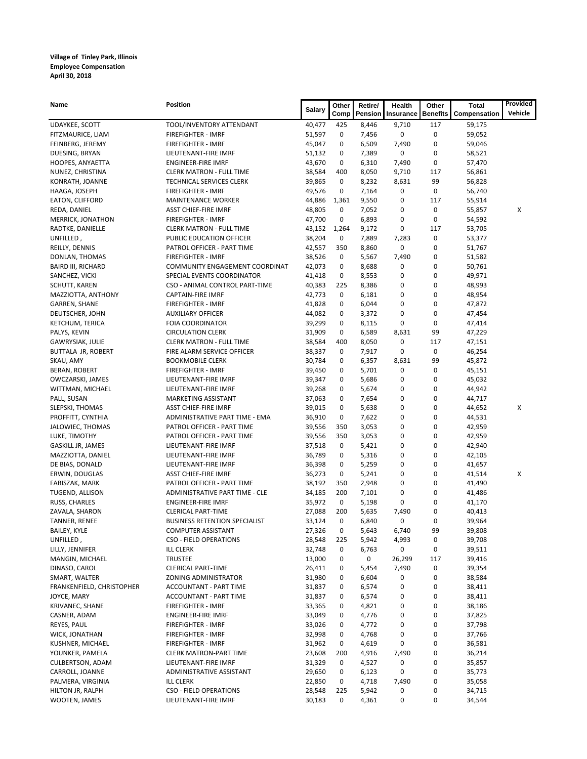**Village of Tinley Park, Illinois**
**Employee Compensation**
**April 30, 2018**

| Name | Position | Salary | Other Comp | Retire/ Pension | Health Insurance | Other Benefits | Total Compensation | Provided Vehicle |
|---|---|---|---|---|---|---|---|---|
| UDAYKEE, SCOTT | TOOL/INVENTORY ATTENDANT | 40,477 | 425 | 8,446 | 9,710 | 117 | 59,175 | |
| FITZMAURICE, LIAM | FIREFIGHTER - IMRF | 51,597 | 0 | 7,456 | 0 | 0 | 59,052 | |
| FEINBERG, JEREMY | FIREFIGHTER - IMRF | 45,047 | 0 | 6,509 | 7,490 | 0 | 59,046 | |
| DUESING, BRYAN | LIEUTENANT-FIRE IMRF | 51,132 | 0 | 7,389 | 0 | 0 | 58,521 | |
| HOOPES, ANYAETTA | ENGINEER-FIRE IMRF | 43,670 | 0 | 6,310 | 7,490 | 0 | 57,470 | |
| NUNEZ, CHRISTINA | CLERK MATRON - FULL TIME | 38,584 | 400 | 8,050 | 9,710 | 117 | 56,861 | |
| KONRATH, JOANNE | TECHNICAL SERVICES CLERK | 39,865 | 0 | 8,232 | 8,631 | 99 | 56,828 | |
| HAAGA, JOSEPH | FIREFIGHTER - IMRF | 49,576 | 0 | 7,164 | 0 | 0 | 56,740 | |
| EATON, CLIFFORD | MAINTENANCE WORKER | 44,886 | 1,361 | 9,550 | 0 | 117 | 55,914 | |
| REDA, DANIEL | ASST CHIEF-FIRE IMRF | 48,805 | 0 | 7,052 | 0 | 0 | 55,857 | X |
| MERRICK, JONATHON | FIREFIGHTER - IMRF | 47,700 | 0 | 6,893 | 0 | 0 | 54,592 | |
| RADTKE, DANIELLE | CLERK MATRON - FULL TIME | 43,152 | 1,264 | 9,172 | 0 | 117 | 53,705 | |
| UNFILLED , | PUBLIC EDUCATION OFFICER | 38,204 | 0 | 7,889 | 7,283 | 0 | 53,377 | |
| REILLY, DENNIS | PATROL OFFICER - PART TIME | 42,557 | 350 | 8,860 | 0 | 0 | 51,767 | |
| DONLAN, THOMAS | FIREFIGHTER - IMRF | 38,526 | 0 | 5,567 | 7,490 | 0 | 51,582 | |
| BAIRD III, RICHARD | COMMUNITY ENGAGEMENT COORDINAT | 42,073 | 0 | 8,688 | 0 | 0 | 50,761 | |
| SANCHEZ, VICKI | SPECIAL EVENTS COORDINATOR | 41,418 | 0 | 8,553 | 0 | 0 | 49,971 | |
| SCHUTT, KAREN | CSO - ANIMAL CONTROL PART-TIME | 40,383 | 225 | 8,386 | 0 | 0 | 48,993 | |
| MAZZIOTTA, ANTHONY | CAPTAIN-FIRE IMRF | 42,773 | 0 | 6,181 | 0 | 0 | 48,954 | |
| GARREN, SHANE | FIREFIGHTER - IMRF | 41,828 | 0 | 6,044 | 0 | 0 | 47,872 | |
| DEUTSCHER, JOHN | AUXILIARY OFFICER | 44,082 | 0 | 3,372 | 0 | 0 | 47,454 | |
| KETCHUM, TERICA | FOIA COORDINATOR | 39,299 | 0 | 8,115 | 0 | 0 | 47,414 | |
| PALYS, KEVIN | CIRCULATION CLERK | 31,909 | 0 | 6,589 | 8,631 | 99 | 47,229 | |
| GAWRYSIAK, JULIE | CLERK MATRON - FULL TIME | 38,584 | 400 | 8,050 | 0 | 117 | 47,151 | |
| BUTTALA JR, ROBERT | FIRE ALARM SERVICE OFFICER | 38,337 | 0 | 7,917 | 0 | 0 | 46,254 | |
| SKAU, AMY | BOOKMOBILE CLERK | 30,784 | 0 | 6,357 | 8,631 | 99 | 45,872 | |
| BERAN, ROBERT | FIREFIGHTER - IMRF | 39,450 | 0 | 5,701 | 0 | 0 | 45,151 | |
| OWCZARSKI, JAMES | LIEUTENANT-FIRE IMRF | 39,347 | 0 | 5,686 | 0 | 0 | 45,032 | |
| WITTMAN, MICHAEL | LIEUTENANT-FIRE IMRF | 39,268 | 0 | 5,674 | 0 | 0 | 44,942 | |
| PALL, SUSAN | MARKETING ASSISTANT | 37,063 | 0 | 7,654 | 0 | 0 | 44,717 | |
| SLEPSKI, THOMAS | ASST CHIEF-FIRE IMRF | 39,015 | 0 | 5,638 | 0 | 0 | 44,652 | X |
| PROFFITT, CYNTHIA | ADMINISTRATIVE PART TIME - EMA | 36,910 | 0 | 7,622 | 0 | 0 | 44,531 | |
| JALOWIEC, THOMAS | PATROL OFFICER - PART TIME | 39,556 | 350 | 3,053 | 0 | 0 | 42,959 | |
| LUKE, TIMOTHY | PATROL OFFICER - PART TIME | 39,556 | 350 | 3,053 | 0 | 0 | 42,959 | |
| GASKILL JR, JAMES | LIEUTENANT-FIRE IMRF | 37,518 | 0 | 5,421 | 0 | 0 | 42,940 | |
| MAZZIOTTA, DANIEL | LIEUTENANT-FIRE IMRF | 36,789 | 0 | 5,316 | 0 | 0 | 42,105 | |
| DE BIAS, DONALD | LIEUTENANT-FIRE IMRF | 36,398 | 0 | 5,259 | 0 | 0 | 41,657 | |
| ERWIN, DOUGLAS | ASST CHIEF-FIRE IMRF | 36,273 | 0 | 5,241 | 0 | 0 | 41,514 | X |
| FABISZAK, MARK | PATROL OFFICER - PART TIME | 38,192 | 350 | 2,948 | 0 | 0 | 41,490 | |
| TUGEND, ALLISON | ADMINISTRATIVE PART TIME - CLE | 34,185 | 200 | 7,101 | 0 | 0 | 41,486 | |
| RUSS, CHARLES | ENGINEER-FIRE IMRF | 35,972 | 0 | 5,198 | 0 | 0 | 41,170 | |
| ZAVALA, SHARON | CLERICAL PART-TIME | 27,088 | 200 | 5,635 | 7,490 | 0 | 40,413 | |
| TANNER, RENEE | BUSINESS RETENTION SPECIALIST | 33,124 | 0 | 6,840 | 0 | 0 | 39,964 | |
| BAILEY, KYLE | COMPUTER ASSISTANT | 27,326 | 0 | 5,643 | 6,740 | 99 | 39,808 | |
| UNFILLED , | CSO - FIELD OPERATIONS | 28,548 | 225 | 5,942 | 4,993 | 0 | 39,708 | |
| LILLY, JENNIFER | ILL CLERK | 32,748 | 0 | 6,763 | 0 | 0 | 39,511 | |
| MANGIN, MICHAEL | TRUSTEE | 13,000 | 0 | 0 | 26,299 | 117 | 39,416 | |
| DINASO, CAROL | CLERICAL PART-TIME | 26,411 | 0 | 5,454 | 7,490 | 0 | 39,354 | |
| SMART, WALTER | ZONING ADMINISTRATOR | 31,980 | 0 | 6,604 | 0 | 0 | 38,584 | |
| FRANKENFIELD, CHRISTOPHER | ACCOUNTANT - PART TIME | 31,837 | 0 | 6,574 | 0 | 0 | 38,411 | |
| JOYCE, MARY | ACCOUNTANT - PART TIME | 31,837 | 0 | 6,574 | 0 | 0 | 38,411 | |
| KRIVANEC, SHANE | FIREFIGHTER - IMRF | 33,365 | 0 | 4,821 | 0 | 0 | 38,186 | |
| CASNER, ADAM | ENGINEER-FIRE IMRF | 33,049 | 0 | 4,776 | 0 | 0 | 37,825 | |
| REYES, PAUL | FIREFIGHTER - IMRF | 33,026 | 0 | 4,772 | 0 | 0 | 37,798 | |
| WICK, JONATHAN | FIREFIGHTER - IMRF | 32,998 | 0 | 4,768 | 0 | 0 | 37,766 | |
| KUSHNER, MICHAEL | FIREFIGHTER - IMRF | 31,962 | 0 | 4,619 | 0 | 0 | 36,581 | |
| YOUNKER, PAMELA | CLERK MATRON-PART TIME | 23,608 | 200 | 4,916 | 7,490 | 0 | 36,214 | |
| CULBERTSON, ADAM | LIEUTENANT-FIRE IMRF | 31,329 | 0 | 4,527 | 0 | 0 | 35,857 | |
| CARROLL, JOANNE | ADMINISTRATIVE ASSISTANT | 29,650 | 0 | 6,123 | 0 | 0 | 35,773 | |
| PALMERA, VIRGINIA | ILL CLERK | 22,850 | 0 | 4,718 | 7,490 | 0 | 35,058 | |
| HILTON JR, RALPH | CSO - FIELD OPERATIONS | 28,548 | 225 | 5,942 | 0 | 0 | 34,715 | |
| WOOTEN, JAMES | LIEUTENANT-FIRE IMRF | 30,183 | 0 | 4,361 | 0 | 0 | 34,544 | |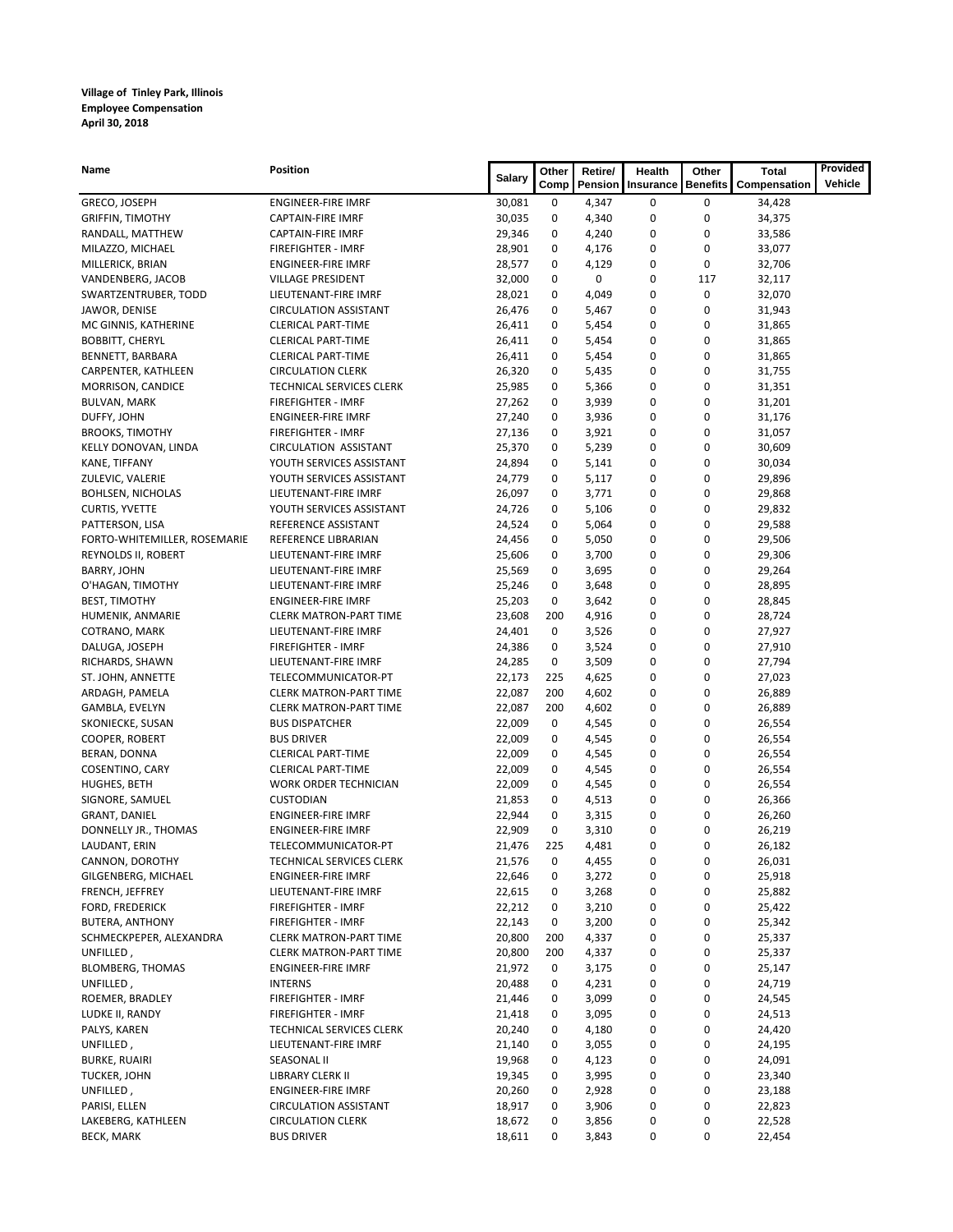**Village of Tinley Park, Illinois**
**Employee Compensation**
**April 30, 2018**

| Name | Position | Salary | Other Comp | Retire/ Pension | Health Insurance | Other Benefits | Total Compensation | Provided Vehicle |
|---|---|---|---|---|---|---|---|---|
| GRECO, JOSEPH | ENGINEER-FIRE IMRF | 30,081 | 0 | 4,347 | 0 | 0 | 34,428 | |
| GRIFFIN, TIMOTHY | CAPTAIN-FIRE IMRF | 30,035 | 0 | 4,340 | 0 | 0 | 34,375 | |
| RANDALL, MATTHEW | CAPTAIN-FIRE IMRF | 29,346 | 0 | 4,240 | 0 | 0 | 33,586 | |
| MILAZZO, MICHAEL | FIREFIGHTER - IMRF | 28,901 | 0 | 4,176 | 0 | 0 | 33,077 | |
| MILLERICK, BRIAN | ENGINEER-FIRE IMRF | 28,577 | 0 | 4,129 | 0 | 0 | 32,706 | |
| VANDENBERG, JACOB | VILLAGE PRESIDENT | 32,000 | 0 | 0 | 0 | 117 | 32,117 | |
| SWARTZENTRUBER, TODD | LIEUTENANT-FIRE IMRF | 28,021 | 0 | 4,049 | 0 | 0 | 32,070 | |
| JAWOR, DENISE | CIRCULATION ASSISTANT | 26,476 | 0 | 5,467 | 0 | 0 | 31,943 | |
| MC GINNIS, KATHERINE | CLERICAL PART-TIME | 26,411 | 0 | 5,454 | 0 | 0 | 31,865 | |
| BOBBITT, CHERYL | CLERICAL PART-TIME | 26,411 | 0 | 5,454 | 0 | 0 | 31,865 | |
| BENNETT, BARBARA | CLERICAL PART-TIME | 26,411 | 0 | 5,454 | 0 | 0 | 31,865 | |
| CARPENTER, KATHLEEN | CIRCULATION CLERK | 26,320 | 0 | 5,435 | 0 | 0 | 31,755 | |
| MORRISON, CANDICE | TECHNICAL SERVICES CLERK | 25,985 | 0 | 5,366 | 0 | 0 | 31,351 | |
| BULVAN, MARK | FIREFIGHTER - IMRF | 27,262 | 0 | 3,939 | 0 | 0 | 31,201 | |
| DUFFY, JOHN | ENGINEER-FIRE IMRF | 27,240 | 0 | 3,936 | 0 | 0 | 31,176 | |
| BROOKS, TIMOTHY | FIREFIGHTER - IMRF | 27,136 | 0 | 3,921 | 0 | 0 | 31,057 | |
| KELLY DONOVAN, LINDA | CIRCULATION ASSISTANT | 25,370 | 0 | 5,239 | 0 | 0 | 30,609 | |
| KANE, TIFFANY | YOUTH SERVICES ASSISTANT | 24,894 | 0 | 5,141 | 0 | 0 | 30,034 | |
| ZULEVIC, VALERIE | YOUTH SERVICES ASSISTANT | 24,779 | 0 | 5,117 | 0 | 0 | 29,896 | |
| BOHLSEN, NICHOLAS | LIEUTENANT-FIRE IMRF | 26,097 | 0 | 3,771 | 0 | 0 | 29,868 | |
| CURTIS, YVETTE | YOUTH SERVICES ASSISTANT | 24,726 | 0 | 5,106 | 0 | 0 | 29,832 | |
| PATTERSON, LISA | REFERENCE ASSISTANT | 24,524 | 0 | 5,064 | 0 | 0 | 29,588 | |
| FORTO-WHITEMILLER, ROSEMARIE | REFERENCE LIBRARIAN | 24,456 | 0 | 5,050 | 0 | 0 | 29,506 | |
| REYNOLDS II, ROBERT | LIEUTENANT-FIRE IMRF | 25,606 | 0 | 3,700 | 0 | 0 | 29,306 | |
| BARRY, JOHN | LIEUTENANT-FIRE IMRF | 25,569 | 0 | 3,695 | 0 | 0 | 29,264 | |
| O'HAGAN, TIMOTHY | LIEUTENANT-FIRE IMRF | 25,246 | 0 | 3,648 | 0 | 0 | 28,895 | |
| BEST, TIMOTHY | ENGINEER-FIRE IMRF | 25,203 | 0 | 3,642 | 0 | 0 | 28,845 | |
| HUMENIK, ANMARIE | CLERK MATRON-PART TIME | 23,608 | 200 | 4,916 | 0 | 0 | 28,724 | |
| COTRANO, MARK | LIEUTENANT-FIRE IMRF | 24,401 | 0 | 3,526 | 0 | 0 | 27,927 | |
| DALUGA, JOSEPH | FIREFIGHTER - IMRF | 24,386 | 0 | 3,524 | 0 | 0 | 27,910 | |
| RICHARDS, SHAWN | LIEUTENANT-FIRE IMRF | 24,285 | 0 | 3,509 | 0 | 0 | 27,794 | |
| ST. JOHN, ANNETTE | TELECOMMUNICATOR-PT | 22,173 | 225 | 4,625 | 0 | 0 | 27,023 | |
| ARDAGH, PAMELA | CLERK MATRON-PART TIME | 22,087 | 200 | 4,602 | 0 | 0 | 26,889 | |
| GAMBLA, EVELYN | CLERK MATRON-PART TIME | 22,087 | 200 | 4,602 | 0 | 0 | 26,889 | |
| SKONIECKE, SUSAN | BUS DISPATCHER | 22,009 | 0 | 4,545 | 0 | 0 | 26,554 | |
| COOPER, ROBERT | BUS DRIVER | 22,009 | 0 | 4,545 | 0 | 0 | 26,554 | |
| BERAN, DONNA | CLERICAL PART-TIME | 22,009 | 0 | 4,545 | 0 | 0 | 26,554 | |
| COSENTINO, CARY | CLERICAL PART-TIME | 22,009 | 0 | 4,545 | 0 | 0 | 26,554 | |
| HUGHES, BETH | WORK ORDER TECHNICIAN | 22,009 | 0 | 4,545 | 0 | 0 | 26,554 | |
| SIGNORE, SAMUEL | CUSTODIAN | 21,853 | 0 | 4,513 | 0 | 0 | 26,366 | |
| GRANT, DANIEL | ENGINEER-FIRE IMRF | 22,944 | 0 | 3,315 | 0 | 0 | 26,260 | |
| DONNELLY JR., THOMAS | ENGINEER-FIRE IMRF | 22,909 | 0 | 3,310 | 0 | 0 | 26,219 | |
| LAUDANT, ERIN | TELECOMMUNICATOR-PT | 21,476 | 225 | 4,481 | 0 | 0 | 26,182 | |
| CANNON, DOROTHY | TECHNICAL SERVICES CLERK | 21,576 | 0 | 4,455 | 0 | 0 | 26,031 | |
| GILGENBERG, MICHAEL | ENGINEER-FIRE IMRF | 22,646 | 0 | 3,272 | 0 | 0 | 25,918 | |
| FRENCH, JEFFREY | LIEUTENANT-FIRE IMRF | 22,615 | 0 | 3,268 | 0 | 0 | 25,882 | |
| FORD, FREDERICK | FIREFIGHTER - IMRF | 22,212 | 0 | 3,210 | 0 | 0 | 25,422 | |
| BUTERA, ANTHONY | FIREFIGHTER - IMRF | 22,143 | 0 | 3,200 | 0 | 0 | 25,342 | |
| SCHMECKPEPER, ALEXANDRA | CLERK MATRON-PART TIME | 20,800 | 200 | 4,337 | 0 | 0 | 25,337 | |
| UNFILLED , | CLERK MATRON-PART TIME | 20,800 | 200 | 4,337 | 0 | 0 | 25,337 | |
| BLOMBERG, THOMAS | ENGINEER-FIRE IMRF | 21,972 | 0 | 3,175 | 0 | 0 | 25,147 | |
| UNFILLED , | INTERNS | 20,488 | 0 | 4,231 | 0 | 0 | 24,719 | |
| ROEMER, BRADLEY | FIREFIGHTER - IMRF | 21,446 | 0 | 3,099 | 0 | 0 | 24,545 | |
| LUDKE II, RANDY | FIREFIGHTER - IMRF | 21,418 | 0 | 3,095 | 0 | 0 | 24,513 | |
| PALYS, KAREN | TECHNICAL SERVICES CLERK | 20,240 | 0 | 4,180 | 0 | 0 | 24,420 | |
| UNFILLED , | LIEUTENANT-FIRE IMRF | 21,140 | 0 | 3,055 | 0 | 0 | 24,195 | |
| BURKE, RUAIRI | SEASONAL II | 19,968 | 0 | 4,123 | 0 | 0 | 24,091 | |
| TUCKER, JOHN | LIBRARY CLERK II | 19,345 | 0 | 3,995 | 0 | 0 | 23,340 | |
| UNFILLED , | ENGINEER-FIRE IMRF | 20,260 | 0 | 2,928 | 0 | 0 | 23,188 | |
| PARISI, ELLEN | CIRCULATION ASSISTANT | 18,917 | 0 | 3,906 | 0 | 0 | 22,823 | |
| LAKEBERG, KATHLEEN | CIRCULATION CLERK | 18,672 | 0 | 3,856 | 0 | 0 | 22,528 | |
| BECK, MARK | BUS DRIVER | 18,611 | 0 | 3,843 | 0 | 0 | 22,454 | |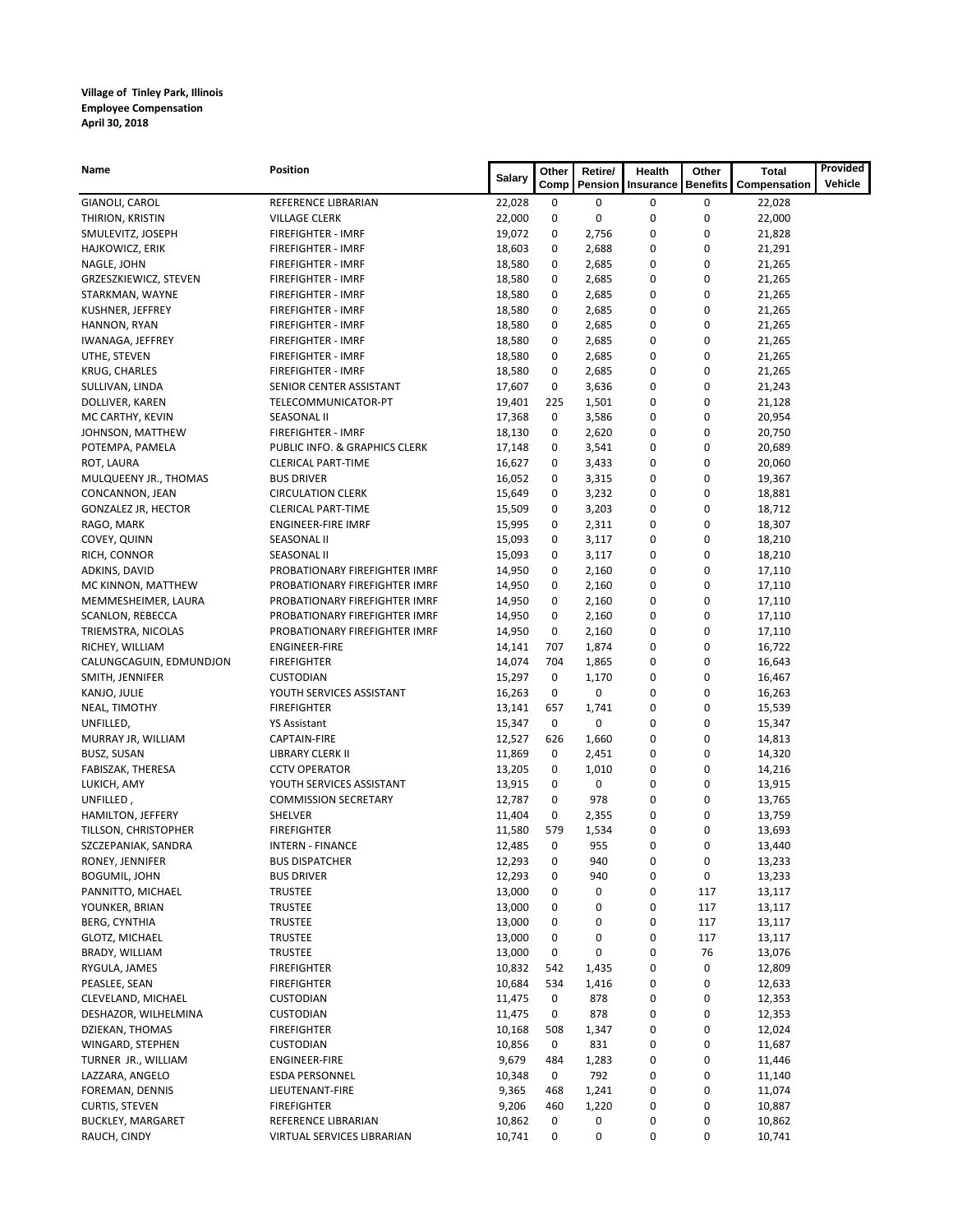**Village of Tinley Park, Illinois**
**Employee Compensation**
**April 30, 2018**

| Name | Position | Salary | Other Comp | Retire/ Pension | Health Insurance | Other Benefits | Total Compensation | Provided Vehicle |
|---|---|---|---|---|---|---|---|---|
| GIANOLI, CAROL | REFERENCE LIBRARIAN | 22,028 | 0 | 0 | 0 | 0 | 22,028 | |
| THIRION, KRISTIN | VILLAGE CLERK | 22,000 | 0 | 0 | 0 | 0 | 22,000 | |
| SMULEVITZ, JOSEPH | FIREFIGHTER - IMRF | 19,072 | 0 | 2,756 | 0 | 0 | 21,828 | |
| HAJKOWICZ, ERIK | FIREFIGHTER - IMRF | 18,603 | 0 | 2,688 | 0 | 0 | 21,291 | |
| NAGLE, JOHN | FIREFIGHTER - IMRF | 18,580 | 0 | 2,685 | 0 | 0 | 21,265 | |
| GRZESZKIEWICZ, STEVEN | FIREFIGHTER - IMRF | 18,580 | 0 | 2,685 | 0 | 0 | 21,265 | |
| STARKMAN, WAYNE | FIREFIGHTER - IMRF | 18,580 | 0 | 2,685 | 0 | 0 | 21,265 | |
| KUSHNER, JEFFREY | FIREFIGHTER - IMRF | 18,580 | 0 | 2,685 | 0 | 0 | 21,265 | |
| HANNON, RYAN | FIREFIGHTER - IMRF | 18,580 | 0 | 2,685 | 0 | 0 | 21,265 | |
| IWANAGA, JEFFREY | FIREFIGHTER - IMRF | 18,580 | 0 | 2,685 | 0 | 0 | 21,265 | |
| UTHE, STEVEN | FIREFIGHTER - IMRF | 18,580 | 0 | 2,685 | 0 | 0 | 21,265 | |
| KRUG, CHARLES | FIREFIGHTER - IMRF | 18,580 | 0 | 2,685 | 0 | 0 | 21,265 | |
| SULLIVAN, LINDA | SENIOR CENTER ASSISTANT | 17,607 | 0 | 3,636 | 0 | 0 | 21,243 | |
| DOLLIVER, KAREN | TELECOMMUNICATOR-PT | 19,401 | 225 | 1,501 | 0 | 0 | 21,128 | |
| MC CARTHY, KEVIN | SEASONAL II | 17,368 | 0 | 3,586 | 0 | 0 | 20,954 | |
| JOHNSON, MATTHEW | FIREFIGHTER - IMRF | 18,130 | 0 | 2,620 | 0 | 0 | 20,750 | |
| POTEMPA, PAMELA | PUBLIC INFO. & GRAPHICS CLERK | 17,148 | 0 | 3,541 | 0 | 0 | 20,689 | |
| ROT, LAURA | CLERICAL PART-TIME | 16,627 | 0 | 3,433 | 0 | 0 | 20,060 | |
| MULQUEENY JR., THOMAS | BUS DRIVER | 16,052 | 0 | 3,315 | 0 | 0 | 19,367 | |
| CONCANNON, JEAN | CIRCULATION CLERK | 15,649 | 0 | 3,232 | 0 | 0 | 18,881 | |
| GONZALEZ JR, HECTOR | CLERICAL PART-TIME | 15,509 | 0 | 3,203 | 0 | 0 | 18,712 | |
| RAGO, MARK | ENGINEER-FIRE IMRF | 15,995 | 0 | 2,311 | 0 | 0 | 18,307 | |
| COVEY, QUINN | SEASONAL II | 15,093 | 0 | 3,117 | 0 | 0 | 18,210 | |
| RICH, CONNOR | SEASONAL II | 15,093 | 0 | 3,117 | 0 | 0 | 18,210 | |
| ADKINS, DAVID | PROBATIONARY FIREFIGHTER IMRF | 14,950 | 0 | 2,160 | 0 | 0 | 17,110 | |
| MC KINNON, MATTHEW | PROBATIONARY FIREFIGHTER IMRF | 14,950 | 0 | 2,160 | 0 | 0 | 17,110 | |
| MEMMESHEIMER, LAURA | PROBATIONARY FIREFIGHTER IMRF | 14,950 | 0 | 2,160 | 0 | 0 | 17,110 | |
| SCANLON, REBECCA | PROBATIONARY FIREFIGHTER IMRF | 14,950 | 0 | 2,160 | 0 | 0 | 17,110 | |
| TRIEMSTRA, NICOLAS | PROBATIONARY FIREFIGHTER IMRF | 14,950 | 0 | 2,160 | 0 | 0 | 17,110 | |
| RICHEY, WILLIAM | ENGINEER-FIRE | 14,141 | 707 | 1,874 | 0 | 0 | 16,722 | |
| CALUNGCAGUIN, EDMUNDJON | FIREFIGHTER | 14,074 | 704 | 1,865 | 0 | 0 | 16,643 | |
| SMITH, JENNIFER | CUSTODIAN | 15,297 | 0 | 1,170 | 0 | 0 | 16,467 | |
| KANJO, JULIE | YOUTH SERVICES ASSISTANT | 16,263 | 0 | 0 | 0 | 0 | 16,263 | |
| NEAL, TIMOTHY | FIREFIGHTER | 13,141 | 657 | 1,741 | 0 | 0 | 15,539 | |
| UNFILLED, | YS Assistant | 15,347 | 0 | 0 | 0 | 0 | 15,347 | |
| MURRAY JR, WILLIAM | CAPTAIN-FIRE | 12,527 | 626 | 1,660 | 0 | 0 | 14,813 | |
| BUSZ, SUSAN | LIBRARY CLERK II | 11,869 | 0 | 2,451 | 0 | 0 | 14,320 | |
| FABISZAK, THERESA | CCTV OPERATOR | 13,205 | 0 | 1,010 | 0 | 0 | 14,216 | |
| LUKICH, AMY | YOUTH SERVICES ASSISTANT | 13,915 | 0 | 0 | 0 | 0 | 13,915 | |
| UNFILLED , | COMMISSION SECRETARY | 12,787 | 0 | 978 | 0 | 0 | 13,765 | |
| HAMILTON, JEFFERY | SHELVER | 11,404 | 0 | 2,355 | 0 | 0 | 13,759 | |
| TILLSON, CHRISTOPHER | FIREFIGHTER | 11,580 | 579 | 1,534 | 0 | 0 | 13,693 | |
| SZCZEPANIAK, SANDRA | INTERN - FINANCE | 12,485 | 0 | 955 | 0 | 0 | 13,440 | |
| RONEY, JENNIFER | BUS DISPATCHER | 12,293 | 0 | 940 | 0 | 0 | 13,233 | |
| BOGUMIL, JOHN | BUS DRIVER | 12,293 | 0 | 940 | 0 | 0 | 13,233 | |
| PANNITTO, MICHAEL | TRUSTEE | 13,000 | 0 | 0 | 0 | 117 | 13,117 | |
| YOUNKER, BRIAN | TRUSTEE | 13,000 | 0 | 0 | 0 | 117 | 13,117 | |
| BERG, CYNTHIA | TRUSTEE | 13,000 | 0 | 0 | 0 | 117 | 13,117 | |
| GLOTZ, MICHAEL | TRUSTEE | 13,000 | 0 | 0 | 0 | 117 | 13,117 | |
| BRADY, WILLIAM | TRUSTEE | 13,000 | 0 | 0 | 0 | 76 | 13,076 | |
| RYGULA, JAMES | FIREFIGHTER | 10,832 | 542 | 1,435 | 0 | 0 | 12,809 | |
| PEASLEE, SEAN | FIREFIGHTER | 10,684 | 534 | 1,416 | 0 | 0 | 12,633 | |
| CLEVELAND, MICHAEL | CUSTODIAN | 11,475 | 0 | 878 | 0 | 0 | 12,353 | |
| DESHAZOR, WILHELMINA | CUSTODIAN | 11,475 | 0 | 878 | 0 | 0 | 12,353 | |
| DZIEKAN, THOMAS | FIREFIGHTER | 10,168 | 508 | 1,347 | 0 | 0 | 12,024 | |
| WINGARD, STEPHEN | CUSTODIAN | 10,856 | 0 | 831 | 0 | 0 | 11,687 | |
| TURNER JR., WILLIAM | ENGINEER-FIRE | 9,679 | 484 | 1,283 | 0 | 0 | 11,446 | |
| LAZZARA, ANGELO | ESDA PERSONNEL | 10,348 | 0 | 792 | 0 | 0 | 11,140 | |
| FOREMAN, DENNIS | LIEUTENANT-FIRE | 9,365 | 468 | 1,241 | 0 | 0 | 11,074 | |
| CURTIS, STEVEN | FIREFIGHTER | 9,206 | 460 | 1,220 | 0 | 0 | 10,887 | |
| BUCKLEY, MARGARET | REFERENCE LIBRARIAN | 10,862 | 0 | 0 | 0 | 0 | 10,862 | |
| RAUCH, CINDY | VIRTUAL SERVICES LIBRARIAN | 10,741 | 0 | 0 | 0 | 0 | 10,741 | |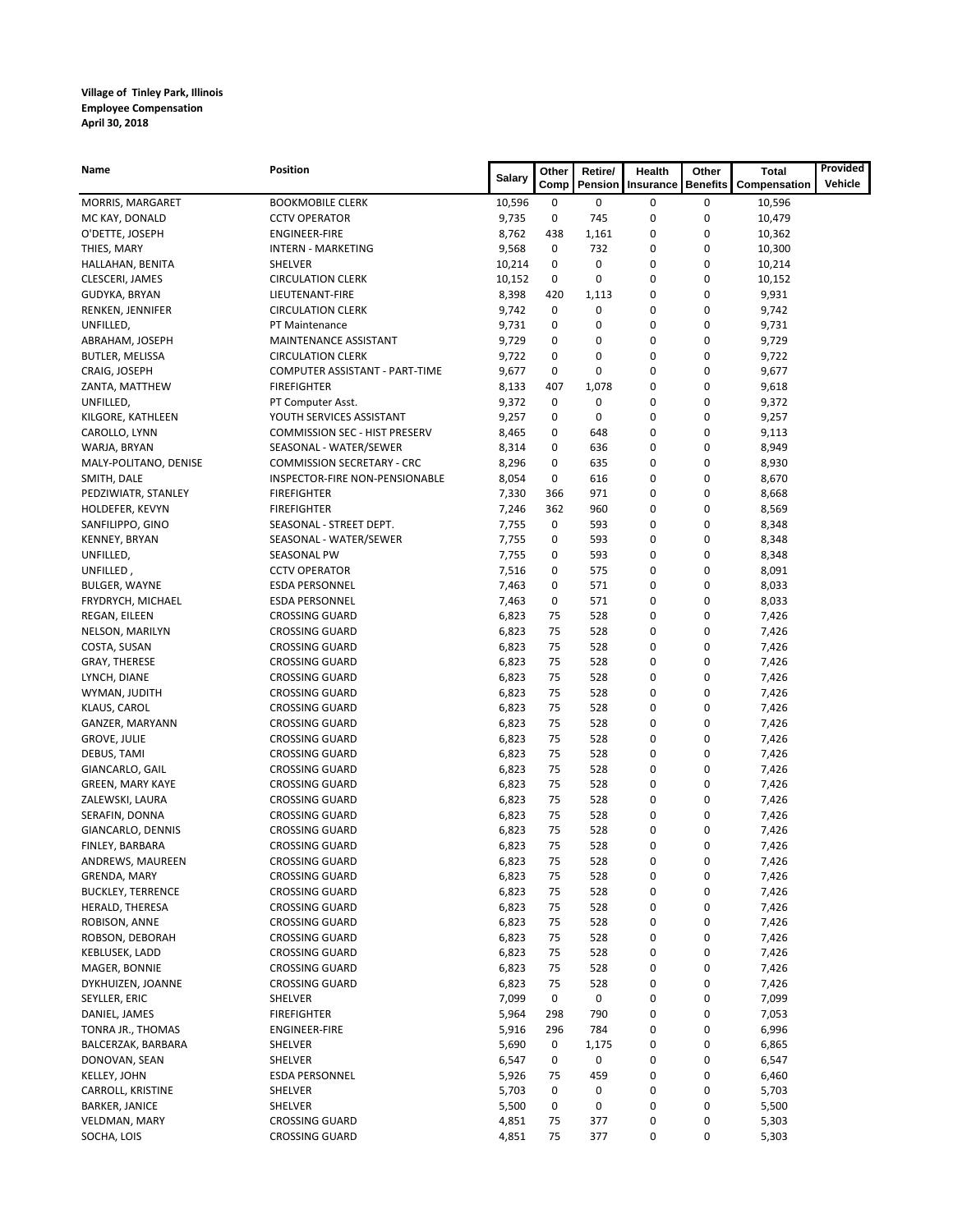**Village of Tinley Park, Illinois**
**Employee Compensation**
**April 30, 2018**

| Name | Position | Salary | Other Comp | Retire/ Pension | Health Insurance | Other Benefits | Total Compensation | Provided Vehicle |
|---|---|---|---|---|---|---|---|---|
| MORRIS, MARGARET | BOOKMOBILE CLERK | 10,596 | 0 | 0 | 0 | 0 | 10,596 | |
| MC KAY, DONALD | CCTV OPERATOR | 9,735 | 0 | 745 | 0 | 0 | 10,479 | |
| O'DETTE, JOSEPH | ENGINEER-FIRE | 8,762 | 438 | 1,161 | 0 | 0 | 10,362 | |
| THIES, MARY | INTERN - MARKETING | 9,568 | 0 | 732 | 0 | 0 | 10,300 | |
| HALLAHAN, BENITA | SHELVER | 10,214 | 0 | 0 | 0 | 0 | 10,214 | |
| CLESCERI, JAMES | CIRCULATION CLERK | 10,152 | 0 | 0 | 0 | 0 | 10,152 | |
| GUDYKA, BRYAN | LIEUTENANT-FIRE | 8,398 | 420 | 1,113 | 0 | 0 | 9,931 | |
| RENKEN, JENNIFER | CIRCULATION CLERK | 9,742 | 0 | 0 | 0 | 0 | 9,742 | |
| UNFILLED, | PT Maintenance | 9,731 | 0 | 0 | 0 | 0 | 9,731 | |
| ABRAHAM, JOSEPH | MAINTENANCE ASSISTANT | 9,729 | 0 | 0 | 0 | 0 | 9,729 | |
| BUTLER, MELISSA | CIRCULATION CLERK | 9,722 | 0 | 0 | 0 | 0 | 9,722 | |
| CRAIG, JOSEPH | COMPUTER ASSISTANT - PART-TIME | 9,677 | 0 | 0 | 0 | 0 | 9,677 | |
| ZANTA, MATTHEW | FIREFIGHTER | 8,133 | 407 | 1,078 | 0 | 0 | 9,618 | |
| UNFILLED, | PT Computer Asst. | 9,372 | 0 | 0 | 0 | 0 | 9,372 | |
| KILGORE, KATHLEEN | YOUTH SERVICES ASSISTANT | 9,257 | 0 | 0 | 0 | 0 | 9,257 | |
| CAROLLO, LYNN | COMMISSION SEC - HIST PRESERV | 8,465 | 0 | 648 | 0 | 0 | 9,113 | |
| WARJA, BRYAN | SEASONAL - WATER/SEWER | 8,314 | 0 | 636 | 0 | 0 | 8,949 | |
| MALY-POLITANO, DENISE | COMMISSION SECRETARY - CRC | 8,296 | 0 | 635 | 0 | 0 | 8,930 | |
| SMITH, DALE | INSPECTOR-FIRE NON-PENSIONABLE | 8,054 | 0 | 616 | 0 | 0 | 8,670 | |
| PEDZIWIATR, STANLEY | FIREFIGHTER | 7,330 | 366 | 971 | 0 | 0 | 8,668 | |
| HOLDEFER, KEVYN | FIREFIGHTER | 7,246 | 362 | 960 | 0 | 0 | 8,569 | |
| SANFILIPPO, GINO | SEASONAL - STREET DEPT. | 7,755 | 0 | 593 | 0 | 0 | 8,348 | |
| KENNEY, BRYAN | SEASONAL - WATER/SEWER | 7,755 | 0 | 593 | 0 | 0 | 8,348 | |
| UNFILLED, | SEASONAL PW | 7,755 | 0 | 593 | 0 | 0 | 8,348 | |
| UNFILLED , | CCTV OPERATOR | 7,516 | 0 | 575 | 0 | 0 | 8,091 | |
| BULGER, WAYNE | ESDA PERSONNEL | 7,463 | 0 | 571 | 0 | 0 | 8,033 | |
| FRYDRYCH, MICHAEL | ESDA PERSONNEL | 7,463 | 0 | 571 | 0 | 0 | 8,033 | |
| REGAN, EILEEN | CROSSING GUARD | 6,823 | 75 | 528 | 0 | 0 | 7,426 | |
| NELSON, MARILYN | CROSSING GUARD | 6,823 | 75 | 528 | 0 | 0 | 7,426 | |
| COSTA, SUSAN | CROSSING GUARD | 6,823 | 75 | 528 | 0 | 0 | 7,426 | |
| GRAY, THERESE | CROSSING GUARD | 6,823 | 75 | 528 | 0 | 0 | 7,426 | |
| LYNCH, DIANE | CROSSING GUARD | 6,823 | 75 | 528 | 0 | 0 | 7,426 | |
| WYMAN, JUDITH | CROSSING GUARD | 6,823 | 75 | 528 | 0 | 0 | 7,426 | |
| KLAUS, CAROL | CROSSING GUARD | 6,823 | 75 | 528 | 0 | 0 | 7,426 | |
| GANZER, MARYANN | CROSSING GUARD | 6,823 | 75 | 528 | 0 | 0 | 7,426 | |
| GROVE, JULIE | CROSSING GUARD | 6,823 | 75 | 528 | 0 | 0 | 7,426 | |
| DEBUS, TAMI | CROSSING GUARD | 6,823 | 75 | 528 | 0 | 0 | 7,426 | |
| GIANCARLO, GAIL | CROSSING GUARD | 6,823 | 75 | 528 | 0 | 0 | 7,426 | |
| GREEN, MARY KAYE | CROSSING GUARD | 6,823 | 75 | 528 | 0 | 0 | 7,426 | |
| ZALEWSKI, LAURA | CROSSING GUARD | 6,823 | 75 | 528 | 0 | 0 | 7,426 | |
| SERAFIN, DONNA | CROSSING GUARD | 6,823 | 75 | 528 | 0 | 0 | 7,426 | |
| GIANCARLO, DENNIS | CROSSING GUARD | 6,823 | 75 | 528 | 0 | 0 | 7,426 | |
| FINLEY, BARBARA | CROSSING GUARD | 6,823 | 75 | 528 | 0 | 0 | 7,426 | |
| ANDREWS, MAUREEN | CROSSING GUARD | 6,823 | 75 | 528 | 0 | 0 | 7,426 | |
| GRENDA, MARY | CROSSING GUARD | 6,823 | 75 | 528 | 0 | 0 | 7,426 | |
| BUCKLEY, TERRENCE | CROSSING GUARD | 6,823 | 75 | 528 | 0 | 0 | 7,426 | |
| HERALD, THERESA | CROSSING GUARD | 6,823 | 75 | 528 | 0 | 0 | 7,426 | |
| ROBISON, ANNE | CROSSING GUARD | 6,823 | 75 | 528 | 0 | 0 | 7,426 | |
| ROBSON, DEBORAH | CROSSING GUARD | 6,823 | 75 | 528 | 0 | 0 | 7,426 | |
| KEBLUSEK, LADD | CROSSING GUARD | 6,823 | 75 | 528 | 0 | 0 | 7,426 | |
| MAGER, BONNIE | CROSSING GUARD | 6,823 | 75 | 528 | 0 | 0 | 7,426 | |
| DYKHUIZEN, JOANNE | CROSSING GUARD | 6,823 | 75 | 528 | 0 | 0 | 7,426 | |
| SEYLLER, ERIC | SHELVER | 7,099 | 0 | 0 | 0 | 0 | 7,099 | |
| DANIEL, JAMES | FIREFIGHTER | 5,964 | 298 | 790 | 0 | 0 | 7,053 | |
| TONRA JR., THOMAS | ENGINEER-FIRE | 5,916 | 296 | 784 | 0 | 0 | 6,996 | |
| BALCERZAK, BARBARA | SHELVER | 5,690 | 0 | 1,175 | 0 | 0 | 6,865 | |
| DONOVAN, SEAN | SHELVER | 6,547 | 0 | 0 | 0 | 0 | 6,547 | |
| KELLEY, JOHN | ESDA PERSONNEL | 5,926 | 75 | 459 | 0 | 0 | 6,460 | |
| CARROLL, KRISTINE | SHELVER | 5,703 | 0 | 0 | 0 | 0 | 5,703 | |
| BARKER, JANICE | SHELVER | 5,500 | 0 | 0 | 0 | 0 | 5,500 | |
| VELDMAN, MARY | CROSSING GUARD | 4,851 | 75 | 377 | 0 | 0 | 5,303 | |
| SOCHA, LOIS | CROSSING GUARD | 4,851 | 75 | 377 | 0 | 0 | 5,303 | |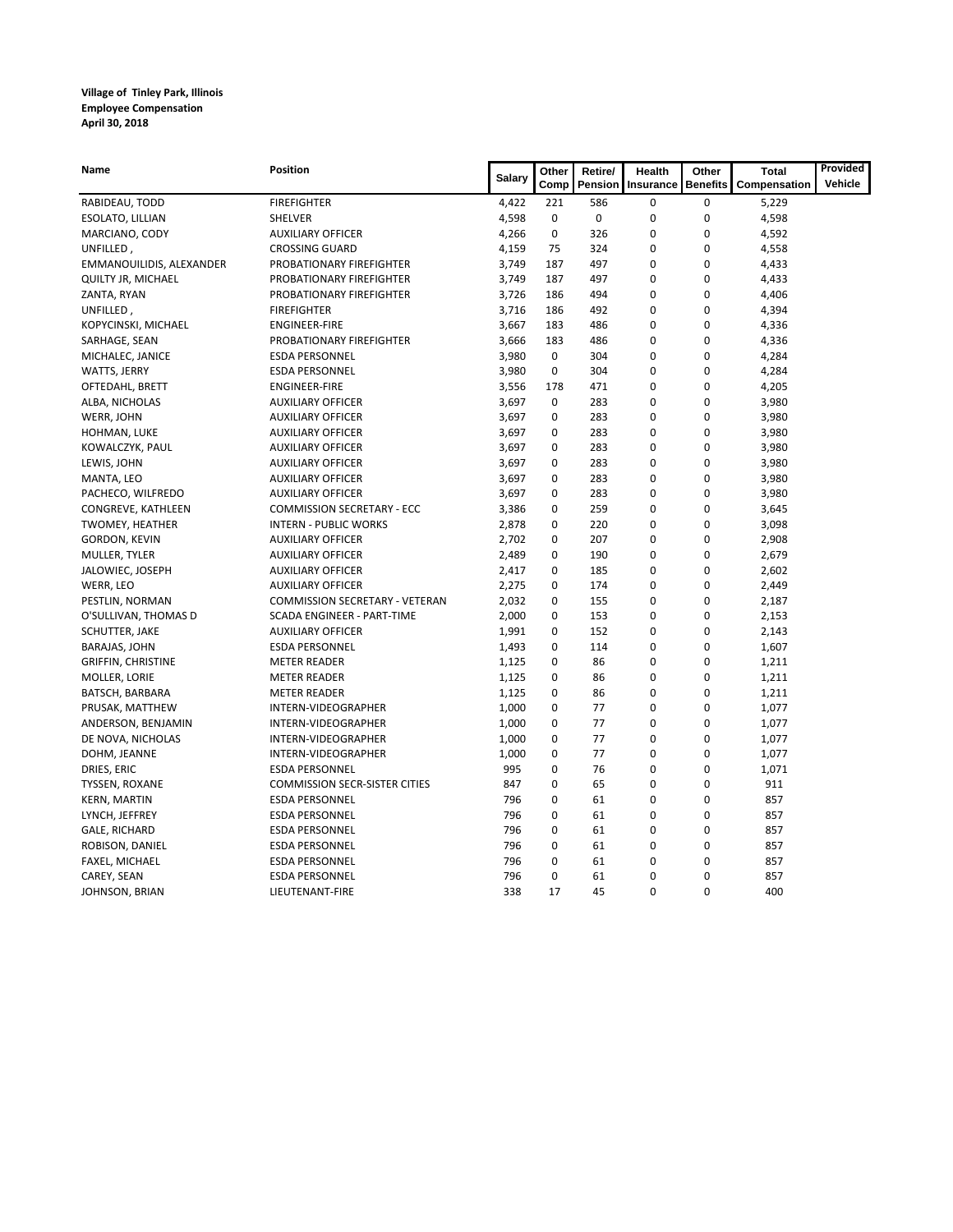**Village of Tinley Park, Illinois**
**Employee Compensation**
**April 30, 2018**

| Name | Position | Salary | Other Comp | Retire/ Pension | Health Insurance | Other Benefits | Total Compensation | Provided Vehicle |
|---|---|---|---|---|---|---|---|---|
| RABIDEAU, TODD | FIREFIGHTER | 4,422 | 221 | 586 | 0 | 0 | 5,229 | |
| ESOLATO, LILLIAN | SHELVER | 4,598 | 0 | 0 | 0 | 0 | 4,598 | |
| MARCIANO, CODY | AUXILIARY OFFICER | 4,266 | 0 | 326 | 0 | 0 | 4,592 | |
| UNFILLED , | CROSSING GUARD | 4,159 | 75 | 324 | 0 | 0 | 4,558 | |
| EMMANOUILIDIS, ALEXANDER | PROBATIONARY FIREFIGHTER | 3,749 | 187 | 497 | 0 | 0 | 4,433 | |
| QUILTY JR, MICHAEL | PROBATIONARY FIREFIGHTER | 3,749 | 187 | 497 | 0 | 0 | 4,433 | |
| ZANTA, RYAN | PROBATIONARY FIREFIGHTER | 3,726 | 186 | 494 | 0 | 0 | 4,406 | |
| UNFILLED , | FIREFIGHTER | 3,716 | 186 | 492 | 0 | 0 | 4,394 | |
| KOPYCINSKI, MICHAEL | ENGINEER-FIRE | 3,667 | 183 | 486 | 0 | 0 | 4,336 | |
| SARHAGE, SEAN | PROBATIONARY FIREFIGHTER | 3,666 | 183 | 486 | 0 | 0 | 4,336 | |
| MICHALEC, JANICE | ESDA PERSONNEL | 3,980 | 0 | 304 | 0 | 0 | 4,284 | |
| WATTS, JERRY | ESDA PERSONNEL | 3,980 | 0 | 304 | 0 | 0 | 4,284 | |
| OFTEDAHL, BRETT | ENGINEER-FIRE | 3,556 | 178 | 471 | 0 | 0 | 4,205 | |
| ALBA, NICHOLAS | AUXILIARY OFFICER | 3,697 | 0 | 283 | 0 | 0 | 3,980 | |
| WERR, JOHN | AUXILIARY OFFICER | 3,697 | 0 | 283 | 0 | 0 | 3,980 | |
| HOHMAN, LUKE | AUXILIARY OFFICER | 3,697 | 0 | 283 | 0 | 0 | 3,980 | |
| KOWALCZYK, PAUL | AUXILIARY OFFICER | 3,697 | 0 | 283 | 0 | 0 | 3,980 | |
| LEWIS, JOHN | AUXILIARY OFFICER | 3,697 | 0 | 283 | 0 | 0 | 3,980 | |
| MANTA, LEO | AUXILIARY OFFICER | 3,697 | 0 | 283 | 0 | 0 | 3,980 | |
| PACHECO, WILFREDO | AUXILIARY OFFICER | 3,697 | 0 | 283 | 0 | 0 | 3,980 | |
| CONGREVE, KATHLEEN | COMMISSION SECRETARY - ECC | 3,386 | 0 | 259 | 0 | 0 | 3,645 | |
| TWOMEY, HEATHER | INTERN - PUBLIC WORKS | 2,878 | 0 | 220 | 0 | 0 | 3,098 | |
| GORDON, KEVIN | AUXILIARY OFFICER | 2,702 | 0 | 207 | 0 | 0 | 2,908 | |
| MULLER, TYLER | AUXILIARY OFFICER | 2,489 | 0 | 190 | 0 | 0 | 2,679 | |
| JALOWIEC, JOSEPH | AUXILIARY OFFICER | 2,417 | 0 | 185 | 0 | 0 | 2,602 | |
| WERR, LEO | AUXILIARY OFFICER | 2,275 | 0 | 174 | 0 | 0 | 2,449 | |
| PESTLIN, NORMAN | COMMISSION SECRETARY - VETERAN | 2,032 | 0 | 155 | 0 | 0 | 2,187 | |
| O'SULLIVAN, THOMAS D | SCADA ENGINEER - PART-TIME | 2,000 | 0 | 153 | 0 | 0 | 2,153 | |
| SCHUTTER, JAKE | AUXILIARY OFFICER | 1,991 | 0 | 152 | 0 | 0 | 2,143 | |
| BARAJAS, JOHN | ESDA PERSONNEL | 1,493 | 0 | 114 | 0 | 0 | 1,607 | |
| GRIFFIN, CHRISTINE | METER READER | 1,125 | 0 | 86 | 0 | 0 | 1,211 | |
| MOLLER, LORIE | METER READER | 1,125 | 0 | 86 | 0 | 0 | 1,211 | |
| BATSCH, BARBARA | METER READER | 1,125 | 0 | 86 | 0 | 0 | 1,211 | |
| PRUSAK, MATTHEW | INTERN-VIDEOGRAPHER | 1,000 | 0 | 77 | 0 | 0 | 1,077 | |
| ANDERSON, BENJAMIN | INTERN-VIDEOGRAPHER | 1,000 | 0 | 77 | 0 | 0 | 1,077 | |
| DE NOVA, NICHOLAS | INTERN-VIDEOGRAPHER | 1,000 | 0 | 77 | 0 | 0 | 1,077 | |
| DOHM, JEANNE | INTERN-VIDEOGRAPHER | 1,000 | 0 | 77 | 0 | 0 | 1,077 | |
| DRIES, ERIC | ESDA PERSONNEL | 995 | 0 | 76 | 0 | 0 | 1,071 | |
| TYSSEN, ROXANE | COMMISSION SECR-SISTER CITIES | 847 | 0 | 65 | 0 | 0 | 911 | |
| KERN, MARTIN | ESDA PERSONNEL | 796 | 0 | 61 | 0 | 0 | 857 | |
| LYNCH, JEFFREY | ESDA PERSONNEL | 796 | 0 | 61 | 0 | 0 | 857 | |
| GALE, RICHARD | ESDA PERSONNEL | 796 | 0 | 61 | 0 | 0 | 857 | |
| ROBISON, DANIEL | ESDA PERSONNEL | 796 | 0 | 61 | 0 | 0 | 857 | |
| FAXEL, MICHAEL | ESDA PERSONNEL | 796 | 0 | 61 | 0 | 0 | 857 | |
| CAREY, SEAN | ESDA PERSONNEL | 796 | 0 | 61 | 0 | 0 | 857 | |
| JOHNSON, BRIAN | LIEUTENANT-FIRE | 338 | 17 | 45 | 0 | 0 | 400 | |